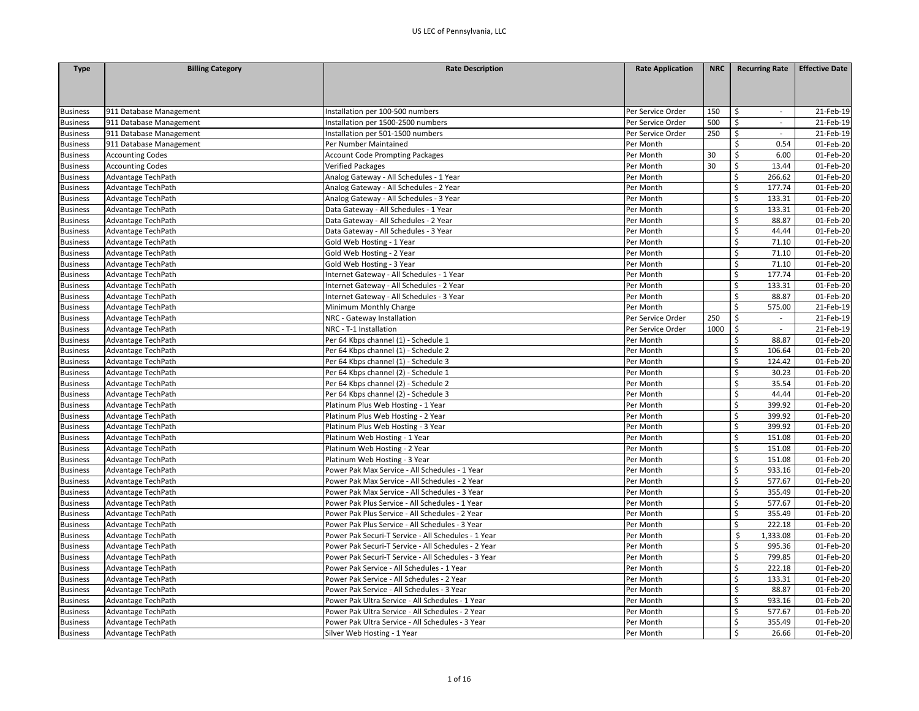US LEC of Pennsylvania, LLC

| Type | Billing Category | Rate Description | Rate Application | NRC | Recurring Rate | Effective Date |
|---|---|---|---|---|---|---|
| Business | 911 Database Management | Installation per 100-500 numbers | Per Service Order | 150 | $ - | 21-Feb-19 |
| Business | 911 Database Management | Installation per 1500-2500 numbers | Per Service Order | 500 | $ - | 21-Feb-19 |
| Business | 911 Database Management | Installation per 501-1500 numbers | Per Service Order | 250 | $ - | 21-Feb-19 |
| Business | 911 Database Management | Per Number Maintained | Per Month | | $ 0.54 | 01-Feb-20 |
| Business | Accounting Codes | Account Code Prompting Packages | Per Month | 30 | $ 6.00 | 01-Feb-20 |
| Business | Accounting Codes | Verified Packages | Per Month | 30 | $ 13.44 | 01-Feb-20 |
| Business | Advantage TechPath | Analog Gateway - All Schedules - 1 Year | Per Month | | $ 266.62 | 01-Feb-20 |
| Business | Advantage TechPath | Analog Gateway - All Schedules - 2 Year | Per Month | | $ 177.74 | 01-Feb-20 |
| Business | Advantage TechPath | Analog Gateway - All Schedules - 3 Year | Per Month | | $ 133.31 | 01-Feb-20 |
| Business | Advantage TechPath | Data Gateway - All Schedules - 1 Year | Per Month | | $ 133.31 | 01-Feb-20 |
| Business | Advantage TechPath | Data Gateway - All Schedules - 2 Year | Per Month | | $ 88.87 | 01-Feb-20 |
| Business | Advantage TechPath | Data Gateway - All Schedules - 3 Year | Per Month | | $ 44.44 | 01-Feb-20 |
| Business | Advantage TechPath | Gold Web Hosting - 1 Year | Per Month | | $ 71.10 | 01-Feb-20 |
| Business | Advantage TechPath | Gold Web Hosting - 2 Year | Per Month | | $ 71.10 | 01-Feb-20 |
| Business | Advantage TechPath | Gold Web Hosting - 3 Year | Per Month | | $ 71.10 | 01-Feb-20 |
| Business | Advantage TechPath | Internet Gateway - All Schedules - 1 Year | Per Month | | $ 177.74 | 01-Feb-20 |
| Business | Advantage TechPath | Internet Gateway - All Schedules - 2 Year | Per Month | | $ 133.31 | 01-Feb-20 |
| Business | Advantage TechPath | Internet Gateway - All Schedules - 3 Year | Per Month | | $ 88.87 | 01-Feb-20 |
| Business | Advantage TechPath | Minimum Monthly Charge | Per Month | | $ 575.00 | 21-Feb-19 |
| Business | Advantage TechPath | NRC - Gateway Installation | Per Service Order | 250 | $ - | 21-Feb-19 |
| Business | Advantage TechPath | NRC - T-1 Installation | Per Service Order | 1000 | $ - | 21-Feb-19 |
| Business | Advantage TechPath | Per 64 Kbps channel (1) - Schedule 1 | Per Month | | $ 88.87 | 01-Feb-20 |
| Business | Advantage TechPath | Per 64 Kbps channel (1) - Schedule 2 | Per Month | | $ 106.64 | 01-Feb-20 |
| Business | Advantage TechPath | Per 64 Kbps channel (1) - Schedule 3 | Per Month | | $ 124.42 | 01-Feb-20 |
| Business | Advantage TechPath | Per 64 Kbps channel (2) - Schedule 1 | Per Month | | $ 30.23 | 01-Feb-20 |
| Business | Advantage TechPath | Per 64 Kbps channel (2) - Schedule 2 | Per Month | | $ 35.54 | 01-Feb-20 |
| Business | Advantage TechPath | Per 64 Kbps channel (2) - Schedule 3 | Per Month | | $ 44.44 | 01-Feb-20 |
| Business | Advantage TechPath | Platinum Plus Web Hosting - 1 Year | Per Month | | $ 399.92 | 01-Feb-20 |
| Business | Advantage TechPath | Platinum Plus Web Hosting - 2 Year | Per Month | | $ 399.92 | 01-Feb-20 |
| Business | Advantage TechPath | Platinum Plus Web Hosting - 3 Year | Per Month | | $ 399.92 | 01-Feb-20 |
| Business | Advantage TechPath | Platinum Web Hosting - 1 Year | Per Month | | $ 151.08 | 01-Feb-20 |
| Business | Advantage TechPath | Platinum Web Hosting - 2 Year | Per Month | | $ 151.08 | 01-Feb-20 |
| Business | Advantage TechPath | Platinum Web Hosting - 3 Year | Per Month | | $ 151.08 | 01-Feb-20 |
| Business | Advantage TechPath | Power Pak Max Service - All Schedules - 1 Year | Per Month | | $ 933.16 | 01-Feb-20 |
| Business | Advantage TechPath | Power Pak Max Service - All Schedules - 2 Year | Per Month | | $ 577.67 | 01-Feb-20 |
| Business | Advantage TechPath | Power Pak Max Service - All Schedules - 3 Year | Per Month | | $ 355.49 | 01-Feb-20 |
| Business | Advantage TechPath | Power Pak Plus Service - All Schedules - 1 Year | Per Month | | $ 577.67 | 01-Feb-20 |
| Business | Advantage TechPath | Power Pak Plus Service - All Schedules - 2 Year | Per Month | | $ 355.49 | 01-Feb-20 |
| Business | Advantage TechPath | Power Pak Plus Service - All Schedules - 3 Year | Per Month | | $ 222.18 | 01-Feb-20 |
| Business | Advantage TechPath | Power Pak Securi-T Service - All Schedules - 1 Year | Per Month | | $ 1,333.08 | 01-Feb-20 |
| Business | Advantage TechPath | Power Pak Securi-T Service - All Schedules - 2 Year | Per Month | | $ 995.36 | 01-Feb-20 |
| Business | Advantage TechPath | Power Pak Securi-T Service - All Schedules - 3 Year | Per Month | | $ 799.85 | 01-Feb-20 |
| Business | Advantage TechPath | Power Pak Service - All Schedules - 1 Year | Per Month | | $ 222.18 | 01-Feb-20 |
| Business | Advantage TechPath | Power Pak Service - All Schedules - 2 Year | Per Month | | $ 133.31 | 01-Feb-20 |
| Business | Advantage TechPath | Power Pak Service - All Schedules - 3 Year | Per Month | | $ 88.87 | 01-Feb-20 |
| Business | Advantage TechPath | Power Pak Ultra Service - All Schedules - 1 Year | Per Month | | $ 933.16 | 01-Feb-20 |
| Business | Advantage TechPath | Power Pak Ultra Service - All Schedules - 2 Year | Per Month | | $ 577.67 | 01-Feb-20 |
| Business | Advantage TechPath | Power Pak Ultra Service - All Schedules - 3 Year | Per Month | | $ 355.49 | 01-Feb-20 |
| Business | Advantage TechPath | Silver Web Hosting - 1 Year | Per Month | | $ 26.66 | 01-Feb-20 |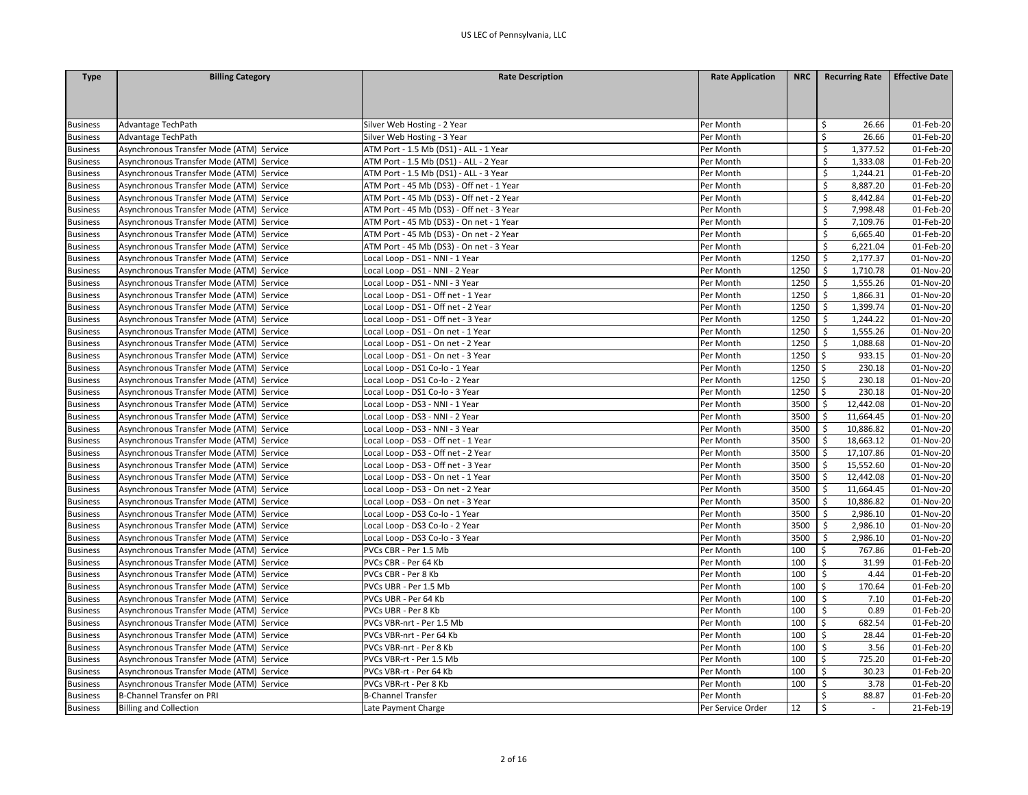| Type | Billing Category | Rate Description | Rate Application | NRC | Recurring Rate | Effective Date |
|---|---|---|---|---|---|---|
| Business | Advantage TechPath | Silver Web Hosting - 2 Year | Per Month | | $ 26.66 | 01-Feb-20 |
| Business | Advantage TechPath | Silver Web Hosting - 3 Year | Per Month | | $ 26.66 | 01-Feb-20 |
| Business | Asynchronous Transfer Mode (ATM) Service | ATM Port - 1.5 Mb (DS1) - ALL - 1 Year | Per Month | | $ 1,377.52 | 01-Feb-20 |
| Business | Asynchronous Transfer Mode (ATM) Service | ATM Port - 1.5 Mb (DS1) - ALL - 2 Year | Per Month | | $ 1,333.08 | 01-Feb-20 |
| Business | Asynchronous Transfer Mode (ATM) Service | ATM Port - 1.5 Mb (DS1) - ALL - 3 Year | Per Month | | $ 1,244.21 | 01-Feb-20 |
| Business | Asynchronous Transfer Mode (ATM) Service | ATM Port - 45 Mb (DS3) - Off net - 1 Year | Per Month | | $ 8,887.20 | 01-Feb-20 |
| Business | Asynchronous Transfer Mode (ATM) Service | ATM Port - 45 Mb (DS3) - Off net - 2 Year | Per Month | | $ 8,442.84 | 01-Feb-20 |
| Business | Asynchronous Transfer Mode (ATM) Service | ATM Port - 45 Mb (DS3) - Off net - 3 Year | Per Month | | $ 7,998.48 | 01-Feb-20 |
| Business | Asynchronous Transfer Mode (ATM) Service | ATM Port - 45 Mb (DS3) - On net - 1 Year | Per Month | | $ 7,109.76 | 01-Feb-20 |
| Business | Asynchronous Transfer Mode (ATM) Service | ATM Port - 45 Mb (DS3) - On net - 2 Year | Per Month | | $ 6,665.40 | 01-Feb-20 |
| Business | Asynchronous Transfer Mode (ATM) Service | ATM Port - 45 Mb (DS3) - On net - 3 Year | Per Month | | $ 6,221.04 | 01-Feb-20 |
| Business | Asynchronous Transfer Mode (ATM) Service | Local Loop - DS1 - NNI - 1 Year | Per Month | 1250 | $ 2,177.37 | 01-Nov-20 |
| Business | Asynchronous Transfer Mode (ATM) Service | Local Loop - DS1 - NNI - 2 Year | Per Month | 1250 | $ 1,710.78 | 01-Nov-20 |
| Business | Asynchronous Transfer Mode (ATM) Service | Local Loop - DS1 - NNI - 3 Year | Per Month | 1250 | $ 1,555.26 | 01-Nov-20 |
| Business | Asynchronous Transfer Mode (ATM) Service | Local Loop - DS1 - Off net - 1 Year | Per Month | 1250 | $ 1,866.31 | 01-Nov-20 |
| Business | Asynchronous Transfer Mode (ATM) Service | Local Loop - DS1 - Off net - 2 Year | Per Month | 1250 | $ 1,399.74 | 01-Nov-20 |
| Business | Asynchronous Transfer Mode (ATM) Service | Local Loop - DS1 - Off net - 3 Year | Per Month | 1250 | $ 1,244.22 | 01-Nov-20 |
| Business | Asynchronous Transfer Mode (ATM) Service | Local Loop - DS1 - On net - 1 Year | Per Month | 1250 | $ 1,555.26 | 01-Nov-20 |
| Business | Asynchronous Transfer Mode (ATM) Service | Local Loop - DS1 - On net - 2 Year | Per Month | 1250 | $ 1,088.68 | 01-Nov-20 |
| Business | Asynchronous Transfer Mode (ATM) Service | Local Loop - DS1 - On net - 3 Year | Per Month | 1250 | $ 933.15 | 01-Nov-20 |
| Business | Asynchronous Transfer Mode (ATM) Service | Local Loop - DS1 Co-lo - 1 Year | Per Month | 1250 | $ 230.18 | 01-Nov-20 |
| Business | Asynchronous Transfer Mode (ATM) Service | Local Loop - DS1 Co-lo - 2 Year | Per Month | 1250 | $ 230.18 | 01-Nov-20 |
| Business | Asynchronous Transfer Mode (ATM) Service | Local Loop - DS1 Co-lo - 3 Year | Per Month | 1250 | $ 230.18 | 01-Nov-20 |
| Business | Asynchronous Transfer Mode (ATM) Service | Local Loop - DS3 - NNI - 1 Year | Per Month | 3500 | $ 12,442.08 | 01-Nov-20 |
| Business | Asynchronous Transfer Mode (ATM) Service | Local Loop - DS3 - NNI - 2 Year | Per Month | 3500 | $ 11,664.45 | 01-Nov-20 |
| Business | Asynchronous Transfer Mode (ATM) Service | Local Loop - DS3 - NNI - 3 Year | Per Month | 3500 | $ 10,886.82 | 01-Nov-20 |
| Business | Asynchronous Transfer Mode (ATM) Service | Local Loop - DS3 - Off net - 1 Year | Per Month | 3500 | $ 18,663.12 | 01-Nov-20 |
| Business | Asynchronous Transfer Mode (ATM) Service | Local Loop - DS3 - Off net - 2 Year | Per Month | 3500 | $ 17,107.86 | 01-Nov-20 |
| Business | Asynchronous Transfer Mode (ATM) Service | Local Loop - DS3 - Off net - 3 Year | Per Month | 3500 | $ 15,552.60 | 01-Nov-20 |
| Business | Asynchronous Transfer Mode (ATM) Service | Local Loop - DS3 - On net - 1 Year | Per Month | 3500 | $ 12,442.08 | 01-Nov-20 |
| Business | Asynchronous Transfer Mode (ATM) Service | Local Loop - DS3 - On net - 2 Year | Per Month | 3500 | $ 11,664.45 | 01-Nov-20 |
| Business | Asynchronous Transfer Mode (ATM) Service | Local Loop - DS3 - On net - 3 Year | Per Month | 3500 | $ 10,886.82 | 01-Nov-20 |
| Business | Asynchronous Transfer Mode (ATM) Service | Local Loop - DS3 Co-lo - 1 Year | Per Month | 3500 | $ 2,986.10 | 01-Nov-20 |
| Business | Asynchronous Transfer Mode (ATM) Service | Local Loop - DS3 Co-lo - 2 Year | Per Month | 3500 | $ 2,986.10 | 01-Nov-20 |
| Business | Asynchronous Transfer Mode (ATM) Service | Local Loop - DS3 Co-lo - 3 Year | Per Month | 3500 | $ 2,986.10 | 01-Nov-20 |
| Business | Asynchronous Transfer Mode (ATM) Service | PVCs CBR - Per 1.5 Mb | Per Month | 100 | $ 767.86 | 01-Feb-20 |
| Business | Asynchronous Transfer Mode (ATM) Service | PVCs CBR - Per 64 Kb | Per Month | 100 | $ 31.99 | 01-Feb-20 |
| Business | Asynchronous Transfer Mode (ATM) Service | PVCs CBR - Per 8 Kb | Per Month | 100 | $ 4.44 | 01-Feb-20 |
| Business | Asynchronous Transfer Mode (ATM) Service | PVCs UBR - Per 1.5 Mb | Per Month | 100 | $ 170.64 | 01-Feb-20 |
| Business | Asynchronous Transfer Mode (ATM) Service | PVCs UBR - Per 64 Kb | Per Month | 100 | $ 7.10 | 01-Feb-20 |
| Business | Asynchronous Transfer Mode (ATM) Service | PVCs UBR - Per 8 Kb | Per Month | 100 | $ 0.89 | 01-Feb-20 |
| Business | Asynchronous Transfer Mode (ATM) Service | PVCs VBR-nrt - Per 1.5 Mb | Per Month | 100 | $ 682.54 | 01-Feb-20 |
| Business | Asynchronous Transfer Mode (ATM) Service | PVCs VBR-nrt - Per 64 Kb | Per Month | 100 | $ 28.44 | 01-Feb-20 |
| Business | Asynchronous Transfer Mode (ATM) Service | PVCs VBR-nrt - Per 8 Kb | Per Month | 100 | $ 3.56 | 01-Feb-20 |
| Business | Asynchronous Transfer Mode (ATM) Service | PVCs VBR-rt - Per 1.5 Mb | Per Month | 100 | $ 725.20 | 01-Feb-20 |
| Business | Asynchronous Transfer Mode (ATM) Service | PVCs VBR-rt - Per 64 Kb | Per Month | 100 | $ 30.23 | 01-Feb-20 |
| Business | Asynchronous Transfer Mode (ATM) Service | PVCs VBR-rt - Per 8 Kb | Per Month | 100 | $ 3.78 | 01-Feb-20 |
| Business | B-Channel Transfer on PRI | B-Channel Transfer | Per Month | | $ 88.87 | 01-Feb-20 |
| Business | Billing and Collection | Late Payment Charge | Per Service Order | 12 | $ - | 21-Feb-19 |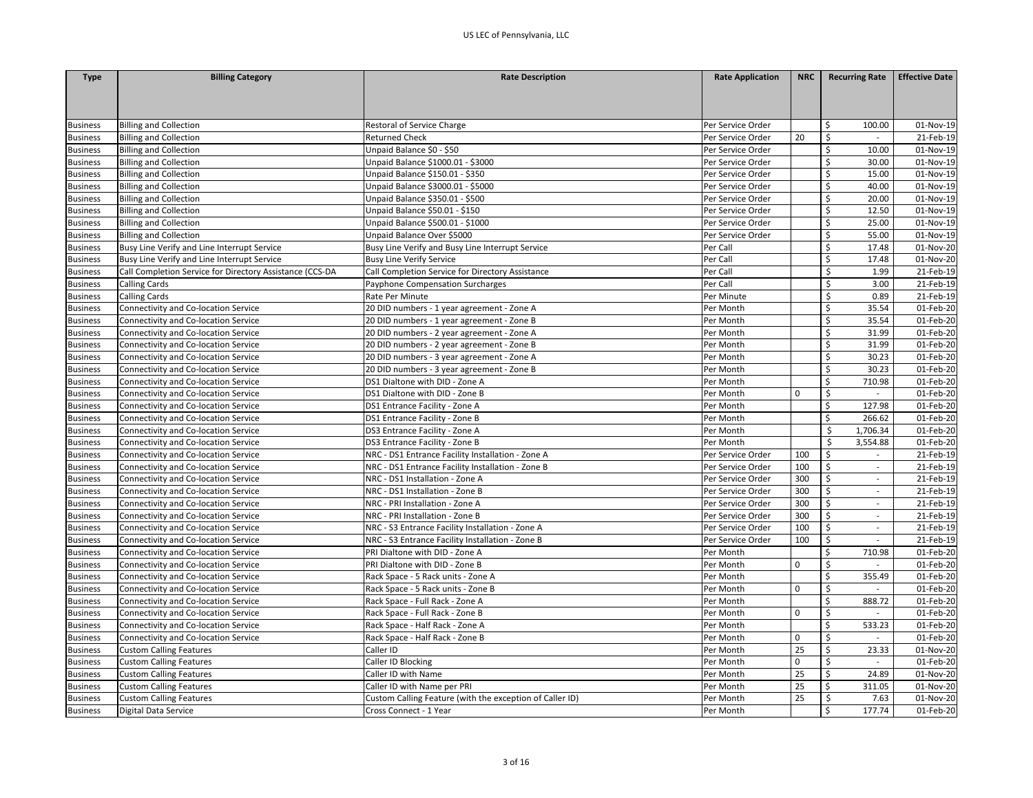| Type | Billing Category | Rate Description | Rate Application | NRC | Recurring Rate | Effective Date |
|---|---|---|---|---|---|---|
| Business | Billing and Collection | Restoral of Service Charge | Per Service Order | | $ 100.00 | 01-Nov-19 |
| Business | Billing and Collection | Returned Check | Per Service Order | 20 | $ - | 21-Feb-19 |
| Business | Billing and Collection | Unpaid Balance $0 - $50 | Per Service Order | | $ 10.00 | 01-Nov-19 |
| Business | Billing and Collection | Unpaid Balance $1000.01 - $3000 | Per Service Order | | $ 30.00 | 01-Nov-19 |
| Business | Billing and Collection | Unpaid Balance $150.01 - $350 | Per Service Order | | $ 15.00 | 01-Nov-19 |
| Business | Billing and Collection | Unpaid Balance $3000.01 - $5000 | Per Service Order | | $ 40.00 | 01-Nov-19 |
| Business | Billing and Collection | Unpaid Balance $350.01 - $500 | Per Service Order | | $ 20.00 | 01-Nov-19 |
| Business | Billing and Collection | Unpaid Balance $50.01 - $150 | Per Service Order | | $ 12.50 | 01-Nov-19 |
| Business | Billing and Collection | Unpaid Balance $500.01 - $1000 | Per Service Order | | $ 25.00 | 01-Nov-19 |
| Business | Billing and Collection | Unpaid Balance Over $5000 | Per Service Order | | $ 55.00 | 01-Nov-19 |
| Business | Busy Line Verify and Line Interrupt Service | Busy Line Verify and Busy Line Interrupt Service | Per Call | | $ 17.48 | 01-Nov-20 |
| Business | Busy Line Verify and Line Interrupt Service | Busy Line Verify Service | Per Call | | $ 17.48 | 01-Nov-20 |
| Business | Call Completion Service for Directory Assistance (CCS-DA | Call Completion Service for Directory Assistance | Per Call | | $ 1.99 | 21-Feb-19 |
| Business | Calling Cards | Payphone Compensation Surcharges | Per Call | | $ 3.00 | 21-Feb-19 |
| Business | Calling Cards | Rate Per Minute | Per Minute | | $ 0.89 | 21-Feb-19 |
| Business | Connectivity and Co-location Service | 20 DID numbers - 1 year agreement - Zone A | Per Month | | $ 35.54 | 01-Feb-20 |
| Business | Connectivity and Co-location Service | 20 DID numbers - 1 year agreement - Zone B | Per Month | | $ 35.54 | 01-Feb-20 |
| Business | Connectivity and Co-location Service | 20 DID numbers - 2 year agreement - Zone A | Per Month | | $ 31.99 | 01-Feb-20 |
| Business | Connectivity and Co-location Service | 20 DID numbers - 2 year agreement - Zone B | Per Month | | $ 31.99 | 01-Feb-20 |
| Business | Connectivity and Co-location Service | 20 DID numbers - 3 year agreement - Zone A | Per Month | | $ 30.23 | 01-Feb-20 |
| Business | Connectivity and Co-location Service | 20 DID numbers - 3 year agreement - Zone B | Per Month | | $ 30.23 | 01-Feb-20 |
| Business | Connectivity and Co-location Service | DS1 Dialtone with DID - Zone A | Per Month | | $ 710.98 | 01-Feb-20 |
| Business | Connectivity and Co-location Service | DS1 Dialtone with DID - Zone B | Per Month | 0 | $ - | 01-Feb-20 |
| Business | Connectivity and Co-location Service | DS1 Entrance Facility - Zone A | Per Month | | $ 127.98 | 01-Feb-20 |
| Business | Connectivity and Co-location Service | DS1 Entrance Facility - Zone B | Per Month | | $ 266.62 | 01-Feb-20 |
| Business | Connectivity and Co-location Service | DS3 Entrance Facility - Zone A | Per Month | | $ 1,706.34 | 01-Feb-20 |
| Business | Connectivity and Co-location Service | DS3 Entrance Facility - Zone B | Per Month | | $ 3,554.88 | 01-Feb-20 |
| Business | Connectivity and Co-location Service | NRC - DS1 Entrance Facility Installation - Zone A | Per Service Order | 100 | $ - | 21-Feb-19 |
| Business | Connectivity and Co-location Service | NRC - DS1 Entrance Facility Installation - Zone B | Per Service Order | 100 | $ - | 21-Feb-19 |
| Business | Connectivity and Co-location Service | NRC - DS1 Installation - Zone A | Per Service Order | 300 | $ - | 21-Feb-19 |
| Business | Connectivity and Co-location Service | NRC - DS1 Installation - Zone B | Per Service Order | 300 | $ - | 21-Feb-19 |
| Business | Connectivity and Co-location Service | NRC - PRI Installation - Zone A | Per Service Order | 300 | $ - | 21-Feb-19 |
| Business | Connectivity and Co-location Service | NRC - PRI Installation - Zone B | Per Service Order | 300 | $ - | 21-Feb-19 |
| Business | Connectivity and Co-location Service | NRC - S3 Entrance Facility Installation - Zone A | Per Service Order | 100 | $ - | 21-Feb-19 |
| Business | Connectivity and Co-location Service | NRC - S3 Entrance Facility Installation - Zone B | Per Service Order | 100 | $ - | 21-Feb-19 |
| Business | Connectivity and Co-location Service | PRI Dialtone with DID - Zone A | Per Month | | $ 710.98 | 01-Feb-20 |
| Business | Connectivity and Co-location Service | PRI Dialtone with DID - Zone B | Per Month | 0 | $ - | 01-Feb-20 |
| Business | Connectivity and Co-location Service | Rack Space - 5 Rack units - Zone A | Per Month | | $ 355.49 | 01-Feb-20 |
| Business | Connectivity and Co-location Service | Rack Space - 5 Rack units - Zone B | Per Month | 0 | $ - | 01-Feb-20 |
| Business | Connectivity and Co-location Service | Rack Space - Full Rack - Zone A | Per Month | | $ 888.72 | 01-Feb-20 |
| Business | Connectivity and Co-location Service | Rack Space - Full Rack - Zone B | Per Month | 0 | $ - | 01-Feb-20 |
| Business | Connectivity and Co-location Service | Rack Space - Half Rack - Zone A | Per Month | | $ 533.23 | 01-Feb-20 |
| Business | Connectivity and Co-location Service | Rack Space - Half Rack - Zone B | Per Month | 0 | $ - | 01-Feb-20 |
| Business | Custom Calling Features | Caller ID | Per Month | 25 | $ 23.33 | 01-Nov-20 |
| Business | Custom Calling Features | Caller ID Blocking | Per Month | 0 | $ - | 01-Feb-20 |
| Business | Custom Calling Features | Caller ID with Name | Per Month | 25 | $ 24.89 | 01-Nov-20 |
| Business | Custom Calling Features | Caller ID with Name per PRI | Per Month | 25 | $ 311.05 | 01-Nov-20 |
| Business | Custom Calling Features | Custom Calling Feature (with the exception of Caller ID) | Per Month | 25 | $ 7.63 | 01-Nov-20 |
| Business | Digital Data Service | Cross Connect - 1 Year | Per Month | | $ 177.74 | 01-Feb-20 |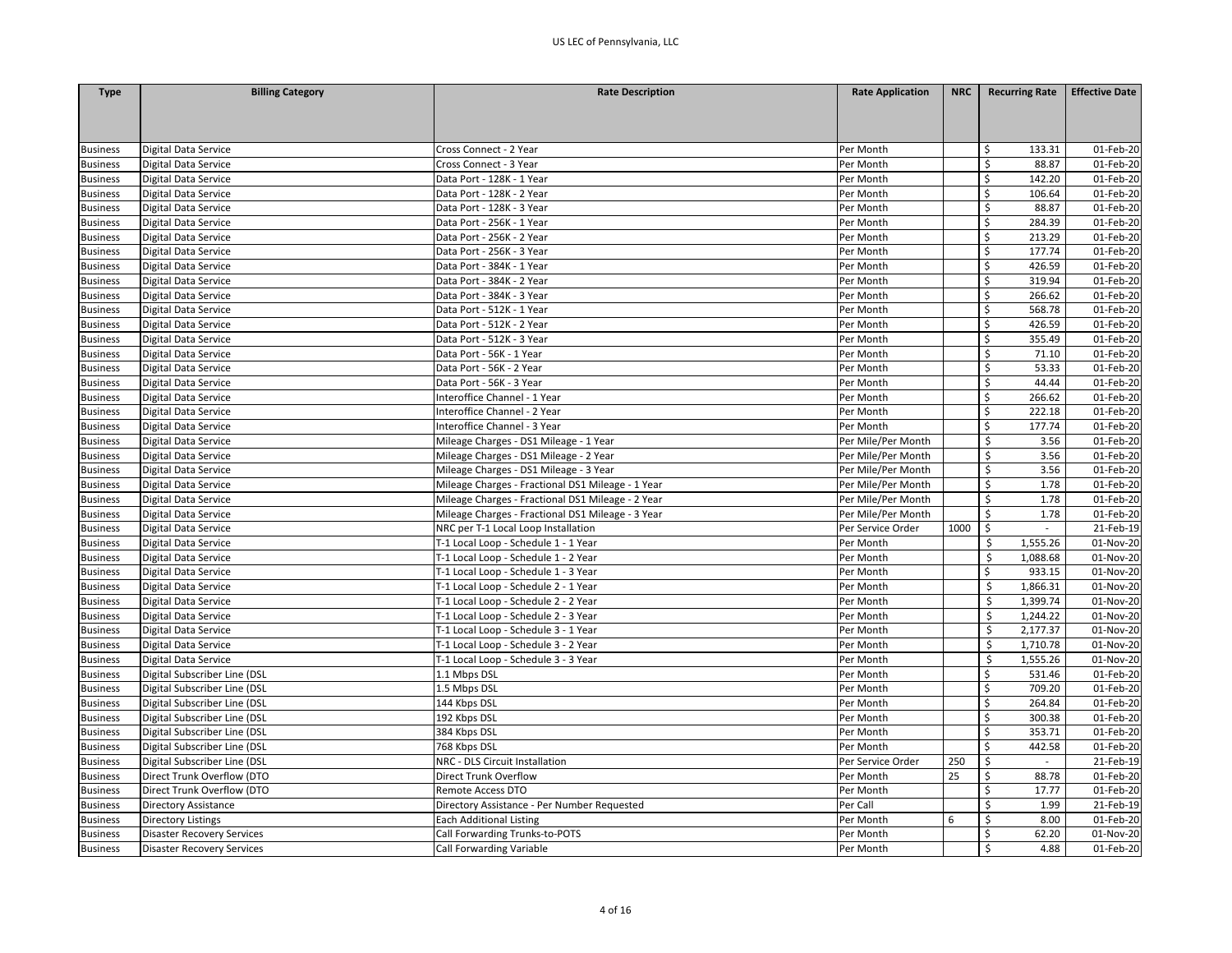| Type | Billing Category | Rate Description | Rate Application | NRC | Recurring Rate | Effective Date |
|---|---|---|---|---|---|---|
| Business | Digital Data Service | Cross Connect - 2 Year | Per Month | | $ 133.31 | 01-Feb-20 |
| Business | Digital Data Service | Cross Connect - 3 Year | Per Month | | $ 88.87 | 01-Feb-20 |
| Business | Digital Data Service | Data Port - 128K - 1 Year | Per Month | | $ 142.20 | 01-Feb-20 |
| Business | Digital Data Service | Data Port - 128K - 2 Year | Per Month | | $ 106.64 | 01-Feb-20 |
| Business | Digital Data Service | Data Port - 128K - 3 Year | Per Month | | $ 88.87 | 01-Feb-20 |
| Business | Digital Data Service | Data Port - 256K - 1 Year | Per Month | | $ 284.39 | 01-Feb-20 |
| Business | Digital Data Service | Data Port - 256K - 2 Year | Per Month | | $ 213.29 | 01-Feb-20 |
| Business | Digital Data Service | Data Port - 256K - 3 Year | Per Month | | $ 177.74 | 01-Feb-20 |
| Business | Digital Data Service | Data Port - 384K - 1 Year | Per Month | | $ 426.59 | 01-Feb-20 |
| Business | Digital Data Service | Data Port - 384K - 2 Year | Per Month | | $ 319.94 | 01-Feb-20 |
| Business | Digital Data Service | Data Port - 384K - 3 Year | Per Month | | $ 266.62 | 01-Feb-20 |
| Business | Digital Data Service | Data Port - 512K - 1 Year | Per Month | | $ 568.78 | 01-Feb-20 |
| Business | Digital Data Service | Data Port - 512K - 2 Year | Per Month | | $ 426.59 | 01-Feb-20 |
| Business | Digital Data Service | Data Port - 512K - 3 Year | Per Month | | $ 355.49 | 01-Feb-20 |
| Business | Digital Data Service | Data Port - 56K - 1 Year | Per Month | | $ 71.10 | 01-Feb-20 |
| Business | Digital Data Service | Data Port - 56K - 2 Year | Per Month | | $ 53.33 | 01-Feb-20 |
| Business | Digital Data Service | Data Port - 56K - 3 Year | Per Month | | $ 44.44 | 01-Feb-20 |
| Business | Digital Data Service | Interoffice Channel - 1 Year | Per Month | | $ 266.62 | 01-Feb-20 |
| Business | Digital Data Service | Interoffice Channel - 2 Year | Per Month | | $ 222.18 | 01-Feb-20 |
| Business | Digital Data Service | Interoffice Channel - 3 Year | Per Month | | $ 177.74 | 01-Feb-20 |
| Business | Digital Data Service | Mileage Charges - DS1 Mileage - 1 Year | Per Mile/Per Month | | $ 3.56 | 01-Feb-20 |
| Business | Digital Data Service | Mileage Charges - DS1 Mileage - 2 Year | Per Mile/Per Month | | $ 3.56 | 01-Feb-20 |
| Business | Digital Data Service | Mileage Charges - DS1 Mileage - 3 Year | Per Mile/Per Month | | $ 3.56 | 01-Feb-20 |
| Business | Digital Data Service | Mileage Charges - Fractional DS1 Mileage - 1 Year | Per Mile/Per Month | | $ 1.78 | 01-Feb-20 |
| Business | Digital Data Service | Mileage Charges - Fractional DS1 Mileage - 2 Year | Per Mile/Per Month | | $ 1.78 | 01-Feb-20 |
| Business | Digital Data Service | Mileage Charges - Fractional DS1 Mileage - 3 Year | Per Mile/Per Month | | $ 1.78 | 01-Feb-20 |
| Business | Digital Data Service | NRC per T-1 Local Loop Installation | Per Service Order | 1000 | $ - | 21-Feb-19 |
| Business | Digital Data Service | T-1 Local Loop - Schedule 1 - 1 Year | Per Month | | $ 1,555.26 | 01-Nov-20 |
| Business | Digital Data Service | T-1 Local Loop - Schedule 1 - 2 Year | Per Month | | $ 1,088.68 | 01-Nov-20 |
| Business | Digital Data Service | T-1 Local Loop - Schedule 1 - 3 Year | Per Month | | $ 933.15 | 01-Nov-20 |
| Business | Digital Data Service | T-1 Local Loop - Schedule 2 - 1 Year | Per Month | | $ 1,866.31 | 01-Nov-20 |
| Business | Digital Data Service | T-1 Local Loop - Schedule 2 - 2 Year | Per Month | | $ 1,399.74 | 01-Nov-20 |
| Business | Digital Data Service | T-1 Local Loop - Schedule 2 - 3 Year | Per Month | | $ 1,244.22 | 01-Nov-20 |
| Business | Digital Data Service | T-1 Local Loop - Schedule 3 - 1 Year | Per Month | | $ 2,177.37 | 01-Nov-20 |
| Business | Digital Data Service | T-1 Local Loop - Schedule 3 - 2 Year | Per Month | | $ 1,710.78 | 01-Nov-20 |
| Business | Digital Data Service | T-1 Local Loop - Schedule 3 - 3 Year | Per Month | | $ 1,555.26 | 01-Nov-20 |
| Business | Digital Subscriber Line (DSL | 1.1 Mbps DSL | Per Month | | $ 531.46 | 01-Feb-20 |
| Business | Digital Subscriber Line (DSL | 1.5 Mbps DSL | Per Month | | $ 709.20 | 01-Feb-20 |
| Business | Digital Subscriber Line (DSL | 144 Kbps DSL | Per Month | | $ 264.84 | 01-Feb-20 |
| Business | Digital Subscriber Line (DSL | 192 Kbps DSL | Per Month | | $ 300.38 | 01-Feb-20 |
| Business | Digital Subscriber Line (DSL | 384 Kbps DSL | Per Month | | $ 353.71 | 01-Feb-20 |
| Business | Digital Subscriber Line (DSL | 768 Kbps DSL | Per Month | | $ 442.58 | 01-Feb-20 |
| Business | Digital Subscriber Line (DSL | NRC - DLS Circuit Installation | Per Service Order | 250 | $ - | 21-Feb-19 |
| Business | Direct Trunk Overflow (DTO | Direct Trunk Overflow | Per Month | 25 | $ 88.78 | 01-Feb-20 |
| Business | Direct Trunk Overflow (DTO | Remote Access DTO | Per Month | | $ 17.77 | 01-Feb-20 |
| Business | Directory Assistance | Directory Assistance - Per Number Requested | Per Call | | $ 1.99 | 21-Feb-19 |
| Business | Directory Listings | Each Additional Listing | Per Month | 6 | $ 8.00 | 01-Feb-20 |
| Business | Disaster Recovery Services | Call Forwarding Trunks-to-POTS | Per Month | | $ 62.20 | 01-Nov-20 |
| Business | Disaster Recovery Services | Call Forwarding Variable | Per Month | | $ 4.88 | 01-Feb-20 |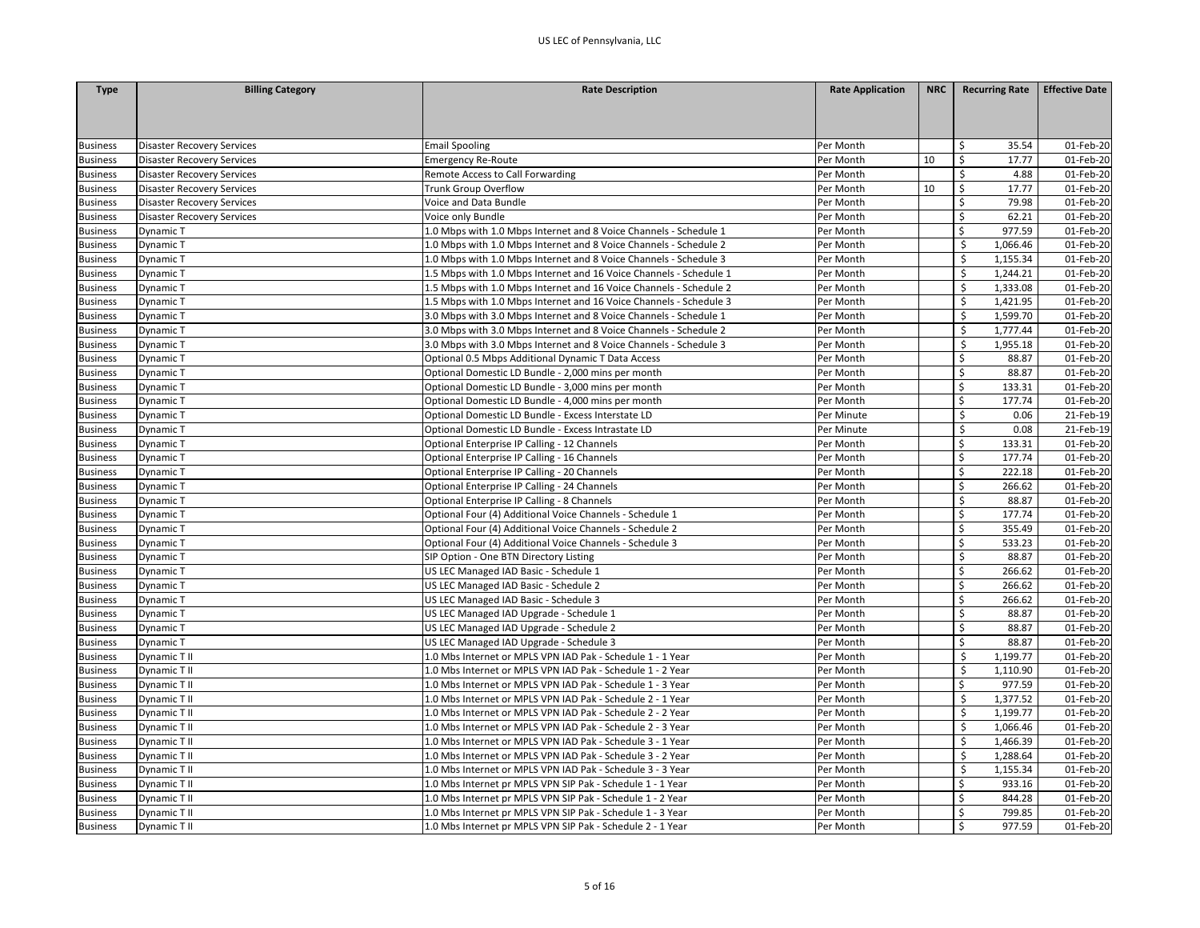| Type | Billing Category | Rate Description | Rate Application | NRC | Recurring Rate | Effective Date |
|---|---|---|---|---|---|---|
| Business | Disaster Recovery Services | Email Spooling | Per Month | | $ 35.54 | 01-Feb-20 |
| Business | Disaster Recovery Services | Emergency Re-Route | Per Month | 10 | $ 17.77 | 01-Feb-20 |
| Business | Disaster Recovery Services | Remote Access to Call Forwarding | Per Month | | $ 4.88 | 01-Feb-20 |
| Business | Disaster Recovery Services | Trunk Group Overflow | Per Month | 10 | $ 17.77 | 01-Feb-20 |
| Business | Disaster Recovery Services | Voice and Data Bundle | Per Month | | $ 79.98 | 01-Feb-20 |
| Business | Disaster Recovery Services | Voice only Bundle | Per Month | | $ 62.21 | 01-Feb-20 |
| Business | Dynamic T | 1.0 Mbps with 1.0 Mbps Internet and 8 Voice Channels - Schedule 1 | Per Month | | $ 977.59 | 01-Feb-20 |
| Business | Dynamic T | 1.0 Mbps with 1.0 Mbps Internet and 8 Voice Channels - Schedule 2 | Per Month | | $ 1,066.46 | 01-Feb-20 |
| Business | Dynamic T | 1.0 Mbps with 1.0 Mbps Internet and 8 Voice Channels - Schedule 3 | Per Month | | $ 1,155.34 | 01-Feb-20 |
| Business | Dynamic T | 1.5 Mbps with 1.0 Mbps Internet and 16 Voice Channels - Schedule 1 | Per Month | | $ 1,244.21 | 01-Feb-20 |
| Business | Dynamic T | 1.5 Mbps with 1.0 Mbps Internet and 16 Voice Channels - Schedule 2 | Per Month | | $ 1,333.08 | 01-Feb-20 |
| Business | Dynamic T | 1.5 Mbps with 1.0 Mbps Internet and 16 Voice Channels - Schedule 3 | Per Month | | $ 1,421.95 | 01-Feb-20 |
| Business | Dynamic T | 3.0 Mbps with 3.0 Mbps Internet and 8 Voice Channels - Schedule 1 | Per Month | | $ 1,599.70 | 01-Feb-20 |
| Business | Dynamic T | 3.0 Mbps with 3.0 Mbps Internet and 8 Voice Channels - Schedule 2 | Per Month | | $ 1,777.44 | 01-Feb-20 |
| Business | Dynamic T | 3.0 Mbps with 3.0 Mbps Internet and 8 Voice Channels - Schedule 3 | Per Month | | $ 1,955.18 | 01-Feb-20 |
| Business | Dynamic T | Optional 0.5 Mbps Additional Dynamic T Data Access | Per Month | | $ 88.87 | 01-Feb-20 |
| Business | Dynamic T | Optional Domestic LD Bundle - 2,000 mins per month | Per Month | | $ 88.87 | 01-Feb-20 |
| Business | Dynamic T | Optional Domestic LD Bundle - 3,000 mins per month | Per Month | | $ 133.31 | 01-Feb-20 |
| Business | Dynamic T | Optional Domestic LD Bundle - 4,000 mins per month | Per Month | | $ 177.74 | 01-Feb-20 |
| Business | Dynamic T | Optional Domestic LD Bundle - Excess Interstate LD | Per Minute | | $ 0.06 | 21-Feb-19 |
| Business | Dynamic T | Optional Domestic LD Bundle - Excess Intrastate LD | Per Minute | | $ 0.08 | 21-Feb-19 |
| Business | Dynamic T | Optional Enterprise IP Calling - 12 Channels | Per Month | | $ 133.31 | 01-Feb-20 |
| Business | Dynamic T | Optional Enterprise IP Calling - 16 Channels | Per Month | | $ 177.74 | 01-Feb-20 |
| Business | Dynamic T | Optional Enterprise IP Calling - 20 Channels | Per Month | | $ 222.18 | 01-Feb-20 |
| Business | Dynamic T | Optional Enterprise IP Calling - 24 Channels | Per Month | | $ 266.62 | 01-Feb-20 |
| Business | Dynamic T | Optional Enterprise IP Calling - 8 Channels | Per Month | | $ 88.87 | 01-Feb-20 |
| Business | Dynamic T | Optional Four (4) Additional Voice Channels - Schedule 1 | Per Month | | $ 177.74 | 01-Feb-20 |
| Business | Dynamic T | Optional Four (4) Additional Voice Channels - Schedule 2 | Per Month | | $ 355.49 | 01-Feb-20 |
| Business | Dynamic T | Optional Four (4) Additional Voice Channels - Schedule 3 | Per Month | | $ 533.23 | 01-Feb-20 |
| Business | Dynamic T | SIP Option - One BTN Directory Listing | Per Month | | $ 88.87 | 01-Feb-20 |
| Business | Dynamic T | US LEC Managed IAD Basic - Schedule 1 | Per Month | | $ 266.62 | 01-Feb-20 |
| Business | Dynamic T | US LEC Managed IAD Basic - Schedule 2 | Per Month | | $ 266.62 | 01-Feb-20 |
| Business | Dynamic T | US LEC Managed IAD Basic - Schedule 3 | Per Month | | $ 266.62 | 01-Feb-20 |
| Business | Dynamic T | US LEC Managed IAD Upgrade - Schedule 1 | Per Month | | $ 88.87 | 01-Feb-20 |
| Business | Dynamic T | US LEC Managed IAD Upgrade - Schedule 2 | Per Month | | $ 88.87 | 01-Feb-20 |
| Business | Dynamic T | US LEC Managed IAD Upgrade - Schedule 3 | Per Month | | $ 88.87 | 01-Feb-20 |
| Business | Dynamic T II | 1.0 Mbs Internet or MPLS VPN IAD Pak - Schedule 1 - 1 Year | Per Month | | $ 1,199.77 | 01-Feb-20 |
| Business | Dynamic T II | 1.0 Mbs Internet or MPLS VPN IAD Pak - Schedule 1 - 2 Year | Per Month | | $ 1,110.90 | 01-Feb-20 |
| Business | Dynamic T II | 1.0 Mbs Internet or MPLS VPN IAD Pak - Schedule 1 - 3 Year | Per Month | | $ 977.59 | 01-Feb-20 |
| Business | Dynamic T II | 1.0 Mbs Internet or MPLS VPN IAD Pak - Schedule 2 - 1 Year | Per Month | | $ 1,377.52 | 01-Feb-20 |
| Business | Dynamic T II | 1.0 Mbs Internet or MPLS VPN IAD Pak - Schedule 2 - 2 Year | Per Month | | $ 1,199.77 | 01-Feb-20 |
| Business | Dynamic T II | 1.0 Mbs Internet or MPLS VPN IAD Pak - Schedule 2 - 3 Year | Per Month | | $ 1,066.46 | 01-Feb-20 |
| Business | Dynamic T II | 1.0 Mbs Internet or MPLS VPN IAD Pak - Schedule 3 - 1 Year | Per Month | | $ 1,466.39 | 01-Feb-20 |
| Business | Dynamic T II | 1.0 Mbs Internet or MPLS VPN IAD Pak - Schedule 3 - 2 Year | Per Month | | $ 1,288.64 | 01-Feb-20 |
| Business | Dynamic T II | 1.0 Mbs Internet or MPLS VPN IAD Pak - Schedule 3 - 3 Year | Per Month | | $ 1,155.34 | 01-Feb-20 |
| Business | Dynamic T II | 1.0 Mbs Internet pr MPLS VPN SIP Pak - Schedule 1 - 1 Year | Per Month | | $ 933.16 | 01-Feb-20 |
| Business | Dynamic T II | 1.0 Mbs Internet pr MPLS VPN SIP Pak - Schedule 1 - 2 Year | Per Month | | $ 844.28 | 01-Feb-20 |
| Business | Dynamic T II | 1.0 Mbs Internet pr MPLS VPN SIP Pak - Schedule 1 - 3 Year | Per Month | | $ 799.85 | 01-Feb-20 |
| Business | Dynamic T II | 1.0 Mbs Internet pr MPLS VPN SIP Pak - Schedule 2 - 1 Year | Per Month | | $ 977.59 | 01-Feb-20 |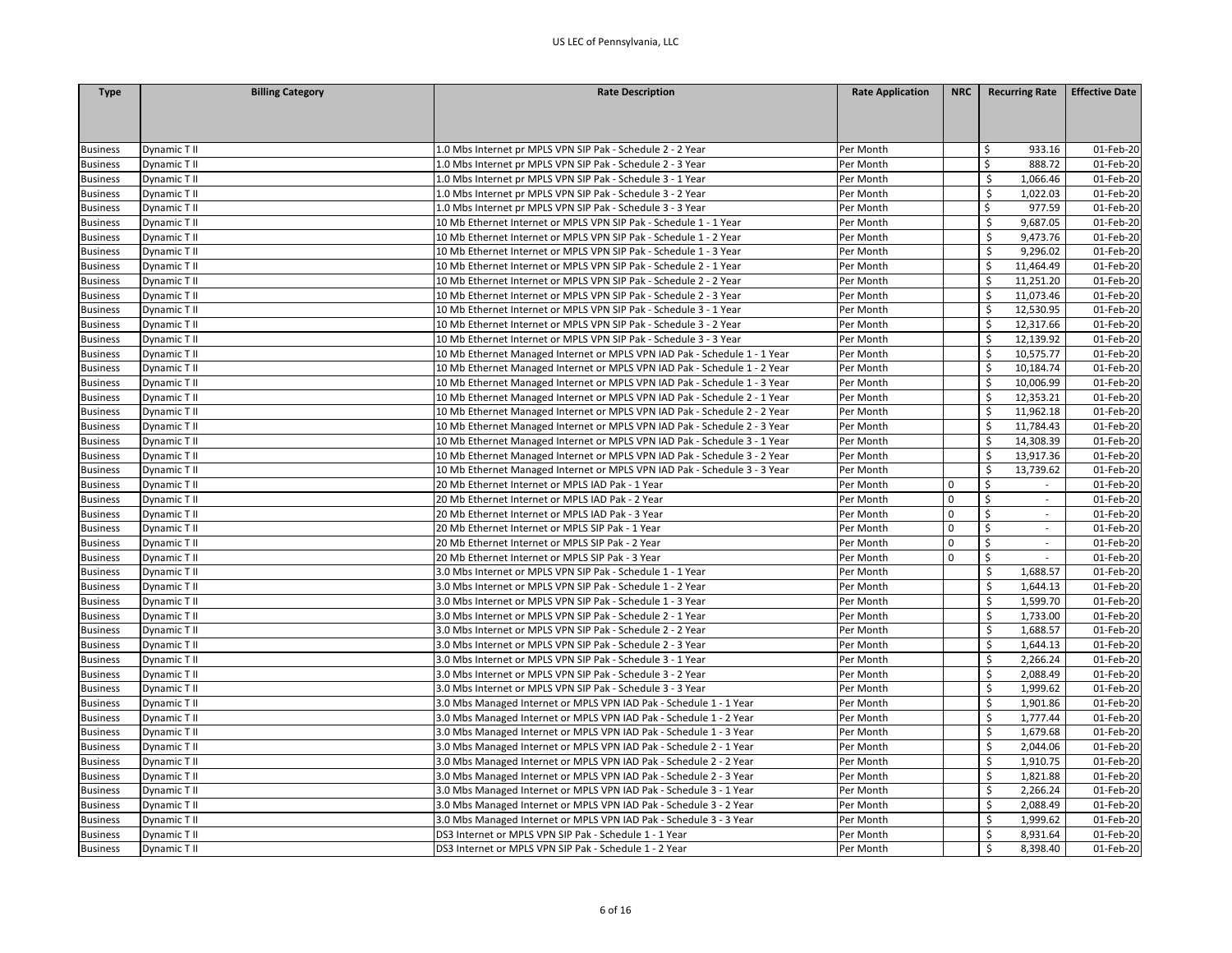| Type | Billing Category | Rate Description | Rate Application | NRC | Recurring Rate | Effective Date |
|---|---|---|---|---|---|---|
| Business | Dynamic T II | 1.0 Mbs Internet pr MPLS VPN SIP Pak - Schedule 2 - 2 Year | Per Month | | $ 933.16 | 01-Feb-20 |
| Business | Dynamic T II | 1.0 Mbs Internet pr MPLS VPN SIP Pak - Schedule 2 - 3 Year | Per Month | | $ 888.72 | 01-Feb-20 |
| Business | Dynamic T II | 1.0 Mbs Internet pr MPLS VPN SIP Pak - Schedule 3 - 1 Year | Per Month | | $ 1,066.46 | 01-Feb-20 |
| Business | Dynamic T II | 1.0 Mbs Internet pr MPLS VPN SIP Pak - Schedule 3 - 2 Year | Per Month | | $ 1,022.03 | 01-Feb-20 |
| Business | Dynamic T II | 1.0 Mbs Internet pr MPLS VPN SIP Pak - Schedule 3 - 3 Year | Per Month | | $ 977.59 | 01-Feb-20 |
| Business | Dynamic T II | 10 Mb Ethernet Internet or MPLS VPN SIP Pak - Schedule 1 - 1 Year | Per Month | | $ 9,687.05 | 01-Feb-20 |
| Business | Dynamic T II | 10 Mb Ethernet Internet or MPLS VPN SIP Pak - Schedule 1 - 2 Year | Per Month | | $ 9,473.76 | 01-Feb-20 |
| Business | Dynamic T II | 10 Mb Ethernet Internet or MPLS VPN SIP Pak - Schedule 1 - 3 Year | Per Month | | $ 9,296.02 | 01-Feb-20 |
| Business | Dynamic T II | 10 Mb Ethernet Internet or MPLS VPN SIP Pak - Schedule 2 - 1 Year | Per Month | | $ 11,464.49 | 01-Feb-20 |
| Business | Dynamic T II | 10 Mb Ethernet Internet or MPLS VPN SIP Pak - Schedule 2 - 2 Year | Per Month | | $ 11,251.20 | 01-Feb-20 |
| Business | Dynamic T II | 10 Mb Ethernet Internet or MPLS VPN SIP Pak - Schedule 2 - 3 Year | Per Month | | $ 11,073.46 | 01-Feb-20 |
| Business | Dynamic T II | 10 Mb Ethernet Internet or MPLS VPN SIP Pak - Schedule 3 - 1 Year | Per Month | | $ 12,530.95 | 01-Feb-20 |
| Business | Dynamic T II | 10 Mb Ethernet Internet or MPLS VPN SIP Pak - Schedule 3 - 2 Year | Per Month | | $ 12,317.66 | 01-Feb-20 |
| Business | Dynamic T II | 10 Mb Ethernet Internet or MPLS VPN SIP Pak - Schedule 3 - 3 Year | Per Month | | $ 12,139.92 | 01-Feb-20 |
| Business | Dynamic T II | 10 Mb Ethernet Managed Internet or MPLS VPN IAD Pak - Schedule 1 - 1 Year | Per Month | | $ 10,575.77 | 01-Feb-20 |
| Business | Dynamic T II | 10 Mb Ethernet Managed Internet or MPLS VPN IAD Pak - Schedule 1 - 2 Year | Per Month | | $ 10,184.74 | 01-Feb-20 |
| Business | Dynamic T II | 10 Mb Ethernet Managed Internet or MPLS VPN IAD Pak - Schedule 1 - 3 Year | Per Month | | $ 10,006.99 | 01-Feb-20 |
| Business | Dynamic T II | 10 Mb Ethernet Managed Internet or MPLS VPN IAD Pak - Schedule 2 - 1 Year | Per Month | | $ 12,353.21 | 01-Feb-20 |
| Business | Dynamic T II | 10 Mb Ethernet Managed Internet or MPLS VPN IAD Pak - Schedule 2 - 2 Year | Per Month | | $ 11,962.18 | 01-Feb-20 |
| Business | Dynamic T II | 10 Mb Ethernet Managed Internet or MPLS VPN IAD Pak - Schedule 2 - 3 Year | Per Month | | $ 11,784.43 | 01-Feb-20 |
| Business | Dynamic T II | 10 Mb Ethernet Managed Internet or MPLS VPN IAD Pak - Schedule 3 - 1 Year | Per Month | | $ 14,308.39 | 01-Feb-20 |
| Business | Dynamic T II | 10 Mb Ethernet Managed Internet or MPLS VPN IAD Pak - Schedule 3 - 2 Year | Per Month | | $ 13,917.36 | 01-Feb-20 |
| Business | Dynamic T II | 10 Mb Ethernet Managed Internet or MPLS VPN IAD Pak - Schedule 3 - 3 Year | Per Month | | $ 13,739.62 | 01-Feb-20 |
| Business | Dynamic T II | 20 Mb Ethernet Internet or MPLS IAD Pak - 1 Year | Per Month | 0 | $ - | 01-Feb-20 |
| Business | Dynamic T II | 20 Mb Ethernet Internet or MPLS IAD Pak - 2 Year | Per Month | 0 | $ - | 01-Feb-20 |
| Business | Dynamic T II | 20 Mb Ethernet Internet or MPLS IAD Pak - 3 Year | Per Month | 0 | $ - | 01-Feb-20 |
| Business | Dynamic T II | 20 Mb Ethernet Internet or MPLS SIP Pak - 1 Year | Per Month | 0 | $ - | 01-Feb-20 |
| Business | Dynamic T II | 20 Mb Ethernet Internet or MPLS SIP Pak - 2 Year | Per Month | 0 | $ - | 01-Feb-20 |
| Business | Dynamic T II | 20 Mb Ethernet Internet or MPLS SIP Pak - 3 Year | Per Month | 0 | $ - | 01-Feb-20 |
| Business | Dynamic T II | 3.0 Mbs Internet or MPLS VPN SIP Pak - Schedule 1 - 1 Year | Per Month | | $ 1,688.57 | 01-Feb-20 |
| Business | Dynamic T II | 3.0 Mbs Internet or MPLS VPN SIP Pak - Schedule 1 - 2 Year | Per Month | | $ 1,644.13 | 01-Feb-20 |
| Business | Dynamic T II | 3.0 Mbs Internet or MPLS VPN SIP Pak - Schedule 1 - 3 Year | Per Month | | $ 1,599.70 | 01-Feb-20 |
| Business | Dynamic T II | 3.0 Mbs Internet or MPLS VPN SIP Pak - Schedule 2 - 1 Year | Per Month | | $ 1,733.00 | 01-Feb-20 |
| Business | Dynamic T II | 3.0 Mbs Internet or MPLS VPN SIP Pak - Schedule 2 - 2 Year | Per Month | | $ 1,688.57 | 01-Feb-20 |
| Business | Dynamic T II | 3.0 Mbs Internet or MPLS VPN SIP Pak - Schedule 2 - 3 Year | Per Month | | $ 1,644.13 | 01-Feb-20 |
| Business | Dynamic T II | 3.0 Mbs Internet or MPLS VPN SIP Pak - Schedule 3 - 1 Year | Per Month | | $ 2,266.24 | 01-Feb-20 |
| Business | Dynamic T II | 3.0 Mbs Internet or MPLS VPN SIP Pak - Schedule 3 - 2 Year | Per Month | | $ 2,088.49 | 01-Feb-20 |
| Business | Dynamic T II | 3.0 Mbs Internet or MPLS VPN SIP Pak - Schedule 3 - 3 Year | Per Month | | $ 1,999.62 | 01-Feb-20 |
| Business | Dynamic T II | 3.0 Mbs Managed Internet or MPLS VPN IAD Pak - Schedule 1 - 1 Year | Per Month | | $ 1,901.86 | 01-Feb-20 |
| Business | Dynamic T II | 3.0 Mbs Managed Internet or MPLS VPN IAD Pak - Schedule 1 - 2 Year | Per Month | | $ 1,777.44 | 01-Feb-20 |
| Business | Dynamic T II | 3.0 Mbs Managed Internet or MPLS VPN IAD Pak - Schedule 1 - 3 Year | Per Month | | $ 1,679.68 | 01-Feb-20 |
| Business | Dynamic T II | 3.0 Mbs Managed Internet or MPLS VPN IAD Pak - Schedule 2 - 1 Year | Per Month | | $ 2,044.06 | 01-Feb-20 |
| Business | Dynamic T II | 3.0 Mbs Managed Internet or MPLS VPN IAD Pak - Schedule 2 - 2 Year | Per Month | | $ 1,910.75 | 01-Feb-20 |
| Business | Dynamic T II | 3.0 Mbs Managed Internet or MPLS VPN IAD Pak - Schedule 2 - 3 Year | Per Month | | $ 1,821.88 | 01-Feb-20 |
| Business | Dynamic T II | 3.0 Mbs Managed Internet or MPLS VPN IAD Pak - Schedule 3 - 1 Year | Per Month | | $ 2,266.24 | 01-Feb-20 |
| Business | Dynamic T II | 3.0 Mbs Managed Internet or MPLS VPN IAD Pak - Schedule 3 - 2 Year | Per Month | | $ 2,088.49 | 01-Feb-20 |
| Business | Dynamic T II | 3.0 Mbs Managed Internet or MPLS VPN IAD Pak - Schedule 3 - 3 Year | Per Month | | $ 1,999.62 | 01-Feb-20 |
| Business | Dynamic T II | DS3 Internet or MPLS VPN SIP Pak - Schedule 1 - 1 Year | Per Month | | $ 8,931.64 | 01-Feb-20 |
| Business | Dynamic T II | DS3 Internet or MPLS VPN SIP Pak - Schedule 1 - 2 Year | Per Month | | $ 8,398.40 | 01-Feb-20 |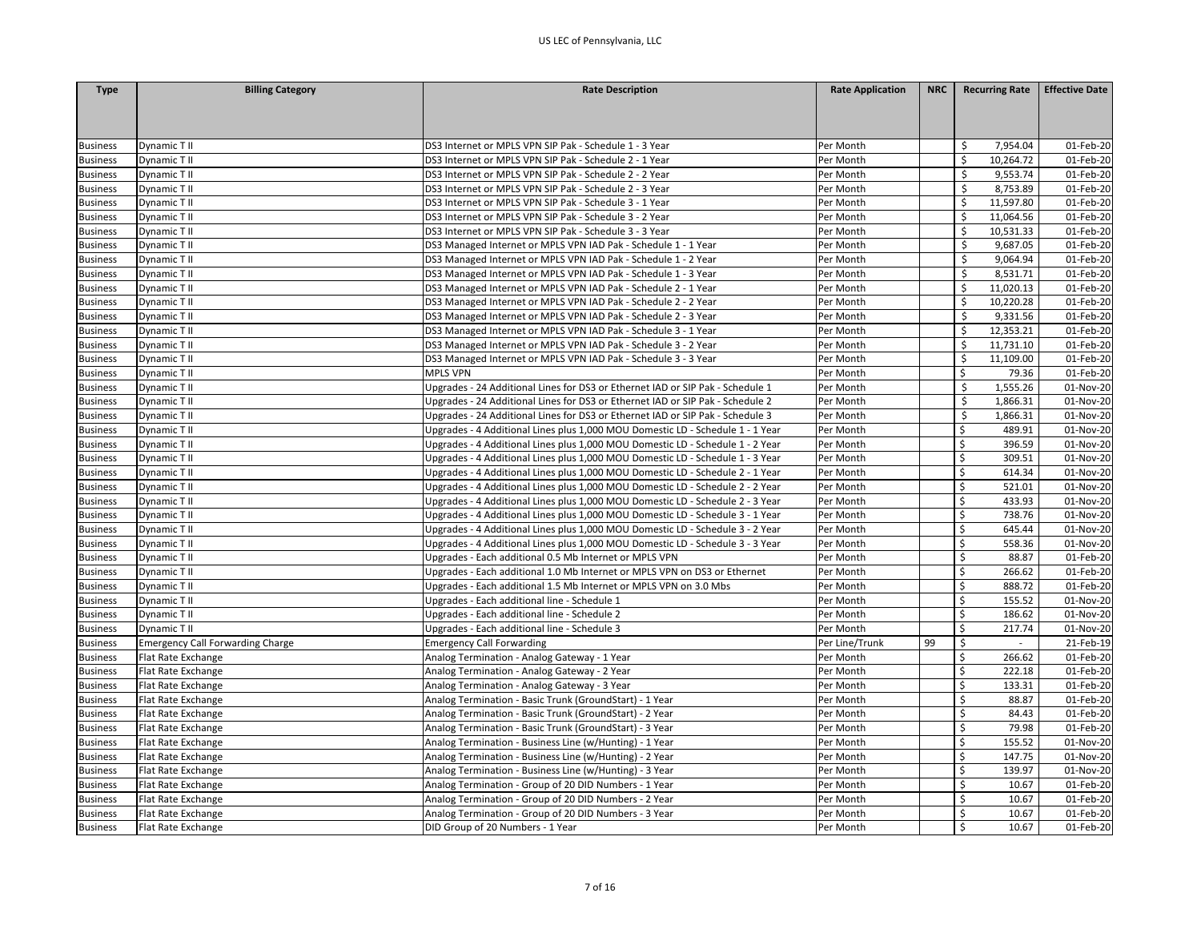| Type | Billing Category | Rate Description | Rate Application | NRC | Recurring Rate | Effective Date |
|---|---|---|---|---|---|---|
| Business | Dynamic T II | DS3 Internet or MPLS VPN SIP Pak - Schedule 1 - 3 Year | Per Month | | $ 7,954.04 | 01-Feb-20 |
| Business | Dynamic T II | DS3 Internet or MPLS VPN SIP Pak - Schedule 2 - 1 Year | Per Month | | $ 10,264.72 | 01-Feb-20 |
| Business | Dynamic T II | DS3 Internet or MPLS VPN SIP Pak - Schedule 2 - 2 Year | Per Month | | $ 9,553.74 | 01-Feb-20 |
| Business | Dynamic T II | DS3 Internet or MPLS VPN SIP Pak - Schedule 2 - 3 Year | Per Month | | $ 8,753.89 | 01-Feb-20 |
| Business | Dynamic T II | DS3 Internet or MPLS VPN SIP Pak - Schedule 3 - 1 Year | Per Month | | $ 11,597.80 | 01-Feb-20 |
| Business | Dynamic T II | DS3 Internet or MPLS VPN SIP Pak - Schedule 3 - 2 Year | Per Month | | $ 11,064.56 | 01-Feb-20 |
| Business | Dynamic T II | DS3 Internet or MPLS VPN SIP Pak - Schedule 3 - 3 Year | Per Month | | $ 10,531.33 | 01-Feb-20 |
| Business | Dynamic T II | DS3 Managed Internet or MPLS VPN IAD Pak - Schedule 1 - 1 Year | Per Month | | $ 9,687.05 | 01-Feb-20 |
| Business | Dynamic T II | DS3 Managed Internet or MPLS VPN IAD Pak - Schedule 1 - 2 Year | Per Month | | $ 9,064.94 | 01-Feb-20 |
| Business | Dynamic T II | DS3 Managed Internet or MPLS VPN IAD Pak - Schedule 1 - 3 Year | Per Month | | $ 8,531.71 | 01-Feb-20 |
| Business | Dynamic T II | DS3 Managed Internet or MPLS VPN IAD Pak - Schedule 2 - 1 Year | Per Month | | $ 11,020.13 | 01-Feb-20 |
| Business | Dynamic T II | DS3 Managed Internet or MPLS VPN IAD Pak - Schedule 2 - 2 Year | Per Month | | $ 10,220.28 | 01-Feb-20 |
| Business | Dynamic T II | DS3 Managed Internet or MPLS VPN IAD Pak - Schedule 2 - 3 Year | Per Month | | $ 9,331.56 | 01-Feb-20 |
| Business | Dynamic T II | DS3 Managed Internet or MPLS VPN IAD Pak - Schedule 3 - 1 Year | Per Month | | $ 12,353.21 | 01-Feb-20 |
| Business | Dynamic T II | DS3 Managed Internet or MPLS VPN IAD Pak - Schedule 3 - 2 Year | Per Month | | $ 11,731.10 | 01-Feb-20 |
| Business | Dynamic T II | DS3 Managed Internet or MPLS VPN IAD Pak - Schedule 3 - 3 Year | Per Month | | $ 11,109.00 | 01-Feb-20 |
| Business | Dynamic T II | MPLS VPN | Per Month | | $ 79.36 | 01-Feb-20 |
| Business | Dynamic T II | Upgrades - 24 Additional Lines for DS3 or Ethernet IAD or SIP Pak - Schedule 1 | Per Month | | $ 1,555.26 | 01-Nov-20 |
| Business | Dynamic T II | Upgrades - 24 Additional Lines for DS3 or Ethernet IAD or SIP Pak - Schedule 2 | Per Month | | $ 1,866.31 | 01-Nov-20 |
| Business | Dynamic T II | Upgrades - 24 Additional Lines for DS3 or Ethernet IAD or SIP Pak - Schedule 3 | Per Month | | $ 1,866.31 | 01-Nov-20 |
| Business | Dynamic T II | Upgrades - 4 Additional Lines plus 1,000 MOU Domestic LD - Schedule 1 - 1 Year | Per Month | | $ 489.91 | 01-Nov-20 |
| Business | Dynamic T II | Upgrades - 4 Additional Lines plus 1,000 MOU Domestic LD - Schedule 1 - 2 Year | Per Month | | $ 396.59 | 01-Nov-20 |
| Business | Dynamic T II | Upgrades - 4 Additional Lines plus 1,000 MOU Domestic LD - Schedule 1 - 3 Year | Per Month | | $ 309.51 | 01-Nov-20 |
| Business | Dynamic T II | Upgrades - 4 Additional Lines plus 1,000 MOU Domestic LD - Schedule 2 - 1 Year | Per Month | | $ 614.34 | 01-Nov-20 |
| Business | Dynamic T II | Upgrades - 4 Additional Lines plus 1,000 MOU Domestic LD - Schedule 2 - 2 Year | Per Month | | $ 521.01 | 01-Nov-20 |
| Business | Dynamic T II | Upgrades - 4 Additional Lines plus 1,000 MOU Domestic LD - Schedule 2 - 3 Year | Per Month | | $ 433.93 | 01-Nov-20 |
| Business | Dynamic T II | Upgrades - 4 Additional Lines plus 1,000 MOU Domestic LD - Schedule 3 - 1 Year | Per Month | | $ 738.76 | 01-Nov-20 |
| Business | Dynamic T II | Upgrades - 4 Additional Lines plus 1,000 MOU Domestic LD - Schedule 3 - 2 Year | Per Month | | $ 645.44 | 01-Nov-20 |
| Business | Dynamic T II | Upgrades - 4 Additional Lines plus 1,000 MOU Domestic LD - Schedule 3 - 3 Year | Per Month | | $ 558.36 | 01-Nov-20 |
| Business | Dynamic T II | Upgrades - Each additional 0.5 Mb Internet or MPLS VPN | Per Month | | $ 88.87 | 01-Feb-20 |
| Business | Dynamic T II | Upgrades - Each additional 1.0 Mb Internet or MPLS VPN on DS3 or Ethernet | Per Month | | $ 266.62 | 01-Feb-20 |
| Business | Dynamic T II | Upgrades - Each additional 1.5 Mb Internet or MPLS VPN on 3.0 Mbs | Per Month | | $ 888.72 | 01-Feb-20 |
| Business | Dynamic T II | Upgrades - Each additional line - Schedule 1 | Per Month | | $ 155.52 | 01-Nov-20 |
| Business | Dynamic T II | Upgrades - Each additional line - Schedule 2 | Per Month | | $ 186.62 | 01-Nov-20 |
| Business | Dynamic T II | Upgrades - Each additional line - Schedule 3 | Per Month | | $ 217.74 | 01-Nov-20 |
| Business | Emergency Call Forwarding Charge | Emergency Call Forwarding | Per Line/Trunk | 99 | $ - | 21-Feb-19 |
| Business | Flat Rate Exchange | Analog Termination - Analog Gateway - 1 Year | Per Month | | $ 266.62 | 01-Feb-20 |
| Business | Flat Rate Exchange | Analog Termination - Analog Gateway - 2 Year | Per Month | | $ 222.18 | 01-Feb-20 |
| Business | Flat Rate Exchange | Analog Termination - Analog Gateway - 3 Year | Per Month | | $ 133.31 | 01-Feb-20 |
| Business | Flat Rate Exchange | Analog Termination - Basic Trunk (GroundStart) - 1 Year | Per Month | | $ 88.87 | 01-Feb-20 |
| Business | Flat Rate Exchange | Analog Termination - Basic Trunk (GroundStart) - 2 Year | Per Month | | $ 84.43 | 01-Feb-20 |
| Business | Flat Rate Exchange | Analog Termination - Basic Trunk (GroundStart) - 3 Year | Per Month | | $ 79.98 | 01-Feb-20 |
| Business | Flat Rate Exchange | Analog Termination - Business Line (w/Hunting) - 1 Year | Per Month | | $ 155.52 | 01-Nov-20 |
| Business | Flat Rate Exchange | Analog Termination - Business Line (w/Hunting) - 2 Year | Per Month | | $ 147.75 | 01-Nov-20 |
| Business | Flat Rate Exchange | Analog Termination - Business Line (w/Hunting) - 3 Year | Per Month | | $ 139.97 | 01-Nov-20 |
| Business | Flat Rate Exchange | Analog Termination - Group of 20 DID Numbers - 1 Year | Per Month | | $ 10.67 | 01-Feb-20 |
| Business | Flat Rate Exchange | Analog Termination - Group of 20 DID Numbers - 2 Year | Per Month | | $ 10.67 | 01-Feb-20 |
| Business | Flat Rate Exchange | Analog Termination - Group of 20 DID Numbers - 3 Year | Per Month | | $ 10.67 | 01-Feb-20 |
| Business | Flat Rate Exchange | DID Group of 20 Numbers - 1 Year | Per Month | | $ 10.67 | 01-Feb-20 |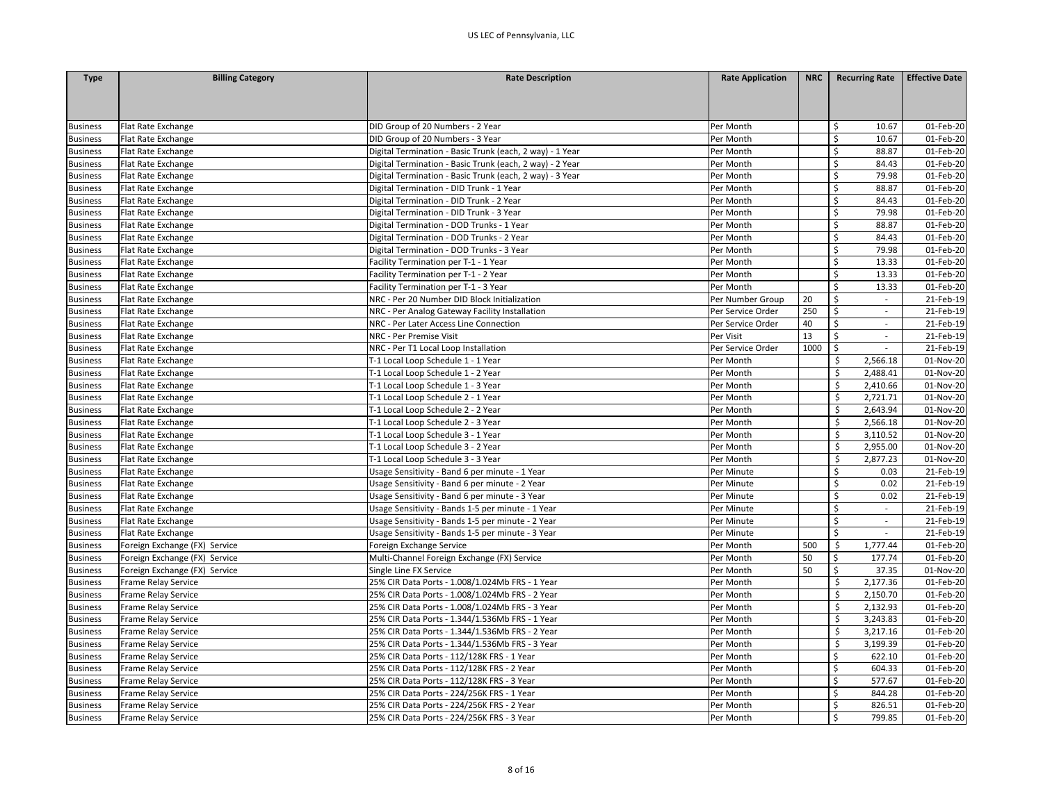| Type | Billing Category | Rate Description | Rate Application | NRC | Recurring Rate | Effective Date |
|---|---|---|---|---|---|---|
| Business | Flat Rate Exchange | DID Group of 20 Numbers - 2 Year | Per Month | | $ 10.67 | 01-Feb-20 |
| Business | Flat Rate Exchange | DID Group of 20 Numbers - 3 Year | Per Month | | $ 10.67 | 01-Feb-20 |
| Business | Flat Rate Exchange | Digital Termination - Basic Trunk (each, 2 way) - 1 Year | Per Month | | $ 88.87 | 01-Feb-20 |
| Business | Flat Rate Exchange | Digital Termination - Basic Trunk (each, 2 way) - 2 Year | Per Month | | $ 84.43 | 01-Feb-20 |
| Business | Flat Rate Exchange | Digital Termination - Basic Trunk (each, 2 way) - 3 Year | Per Month | | $ 79.98 | 01-Feb-20 |
| Business | Flat Rate Exchange | Digital Termination - DID Trunk - 1 Year | Per Month | | $ 88.87 | 01-Feb-20 |
| Business | Flat Rate Exchange | Digital Termination - DID Trunk - 2 Year | Per Month | | $ 84.43 | 01-Feb-20 |
| Business | Flat Rate Exchange | Digital Termination - DID Trunk - 3 Year | Per Month | | $ 79.98 | 01-Feb-20 |
| Business | Flat Rate Exchange | Digital Termination - DOD Trunks - 1 Year | Per Month | | $ 88.87 | 01-Feb-20 |
| Business | Flat Rate Exchange | Digital Termination - DOD Trunks - 2 Year | Per Month | | $ 84.43 | 01-Feb-20 |
| Business | Flat Rate Exchange | Digital Termination - DOD Trunks - 3 Year | Per Month | | $ 79.98 | 01-Feb-20 |
| Business | Flat Rate Exchange | Facility Termination per T-1 - 1 Year | Per Month | | $ 13.33 | 01-Feb-20 |
| Business | Flat Rate Exchange | Facility Termination per T-1 - 2 Year | Per Month | | $ 13.33 | 01-Feb-20 |
| Business | Flat Rate Exchange | Facility Termination per T-1 - 3 Year | Per Month | | $ 13.33 | 01-Feb-20 |
| Business | Flat Rate Exchange | NRC - Per 20 Number DID Block Initialization | Per Number Group | 20 | $ - | 21-Feb-19 |
| Business | Flat Rate Exchange | NRC - Per Analog Gateway Facility Installation | Per Service Order | 250 | $ - | 21-Feb-19 |
| Business | Flat Rate Exchange | NRC - Per Later Access Line Connection | Per Service Order | 40 | $ - | 21-Feb-19 |
| Business | Flat Rate Exchange | NRC - Per Premise Visit | Per Visit | 13 | $ - | 21-Feb-19 |
| Business | Flat Rate Exchange | NRC - Per T1 Local Loop Installation | Per Service Order | 1000 | $ - | 21-Feb-19 |
| Business | Flat Rate Exchange | T-1 Local Loop Schedule 1 - 1 Year | Per Month | | $ 2,566.18 | 01-Nov-20 |
| Business | Flat Rate Exchange | T-1 Local Loop Schedule 1 - 2 Year | Per Month | | $ 2,488.41 | 01-Nov-20 |
| Business | Flat Rate Exchange | T-1 Local Loop Schedule 1 - 3 Year | Per Month | | $ 2,410.66 | 01-Nov-20 |
| Business | Flat Rate Exchange | T-1 Local Loop Schedule 2 - 1 Year | Per Month | | $ 2,721.71 | 01-Nov-20 |
| Business | Flat Rate Exchange | T-1 Local Loop Schedule 2 - 2 Year | Per Month | | $ 2,643.94 | 01-Nov-20 |
| Business | Flat Rate Exchange | T-1 Local Loop Schedule 2 - 3 Year | Per Month | | $ 2,566.18 | 01-Nov-20 |
| Business | Flat Rate Exchange | T-1 Local Loop Schedule 3 - 1 Year | Per Month | | $ 3,110.52 | 01-Nov-20 |
| Business | Flat Rate Exchange | T-1 Local Loop Schedule 3 - 2 Year | Per Month | | $ 2,955.00 | 01-Nov-20 |
| Business | Flat Rate Exchange | T-1 Local Loop Schedule 3 - 3 Year | Per Month | | $ 2,877.23 | 01-Nov-20 |
| Business | Flat Rate Exchange | Usage Sensitivity - Band 6 per minute - 1 Year | Per Minute | | $ 0.03 | 21-Feb-19 |
| Business | Flat Rate Exchange | Usage Sensitivity - Band 6 per minute - 2 Year | Per Minute | | $ 0.02 | 21-Feb-19 |
| Business | Flat Rate Exchange | Usage Sensitivity - Band 6 per minute - 3 Year | Per Minute | | $ 0.02 | 21-Feb-19 |
| Business | Flat Rate Exchange | Usage Sensitivity - Bands 1-5 per minute - 1 Year | Per Minute | | $ - | 21-Feb-19 |
| Business | Flat Rate Exchange | Usage Sensitivity - Bands 1-5 per minute - 2 Year | Per Minute | | $ - | 21-Feb-19 |
| Business | Flat Rate Exchange | Usage Sensitivity - Bands 1-5 per minute - 3 Year | Per Minute | | $ - | 21-Feb-19 |
| Business | Foreign Exchange (FX) Service | Foreign Exchange Service | Per Month | 500 | $ 1,777.44 | 01-Feb-20 |
| Business | Foreign Exchange (FX) Service | Multi-Channel Foreign Exchange (FX) Service | Per Month | 50 | $ 177.74 | 01-Feb-20 |
| Business | Foreign Exchange (FX) Service | Single Line FX Service | Per Month | 50 | $ 37.35 | 01-Nov-20 |
| Business | Frame Relay Service | 25% CIR Data Ports - 1.008/1.024Mb FRS - 1 Year | Per Month | | $ 2,177.36 | 01-Feb-20 |
| Business | Frame Relay Service | 25% CIR Data Ports - 1.008/1.024Mb FRS - 2 Year | Per Month | | $ 2,150.70 | 01-Feb-20 |
| Business | Frame Relay Service | 25% CIR Data Ports - 1.008/1.024Mb FRS - 3 Year | Per Month | | $ 2,132.93 | 01-Feb-20 |
| Business | Frame Relay Service | 25% CIR Data Ports - 1.344/1.536Mb FRS - 1 Year | Per Month | | $ 3,243.83 | 01-Feb-20 |
| Business | Frame Relay Service | 25% CIR Data Ports - 1.344/1.536Mb FRS - 2 Year | Per Month | | $ 3,217.16 | 01-Feb-20 |
| Business | Frame Relay Service | 25% CIR Data Ports - 1.344/1.536Mb FRS - 3 Year | Per Month | | $ 3,199.39 | 01-Feb-20 |
| Business | Frame Relay Service | 25% CIR Data Ports - 112/128K FRS - 1 Year | Per Month | | $ 622.10 | 01-Feb-20 |
| Business | Frame Relay Service | 25% CIR Data Ports - 112/128K FRS - 2 Year | Per Month | | $ 604.33 | 01-Feb-20 |
| Business | Frame Relay Service | 25% CIR Data Ports - 112/128K FRS - 3 Year | Per Month | | $ 577.67 | 01-Feb-20 |
| Business | Frame Relay Service | 25% CIR Data Ports - 224/256K FRS - 1 Year | Per Month | | $ 844.28 | 01-Feb-20 |
| Business | Frame Relay Service | 25% CIR Data Ports - 224/256K FRS - 2 Year | Per Month | | $ 826.51 | 01-Feb-20 |
| Business | Frame Relay Service | 25% CIR Data Ports - 224/256K FRS - 3 Year | Per Month | | $ 799.85 | 01-Feb-20 |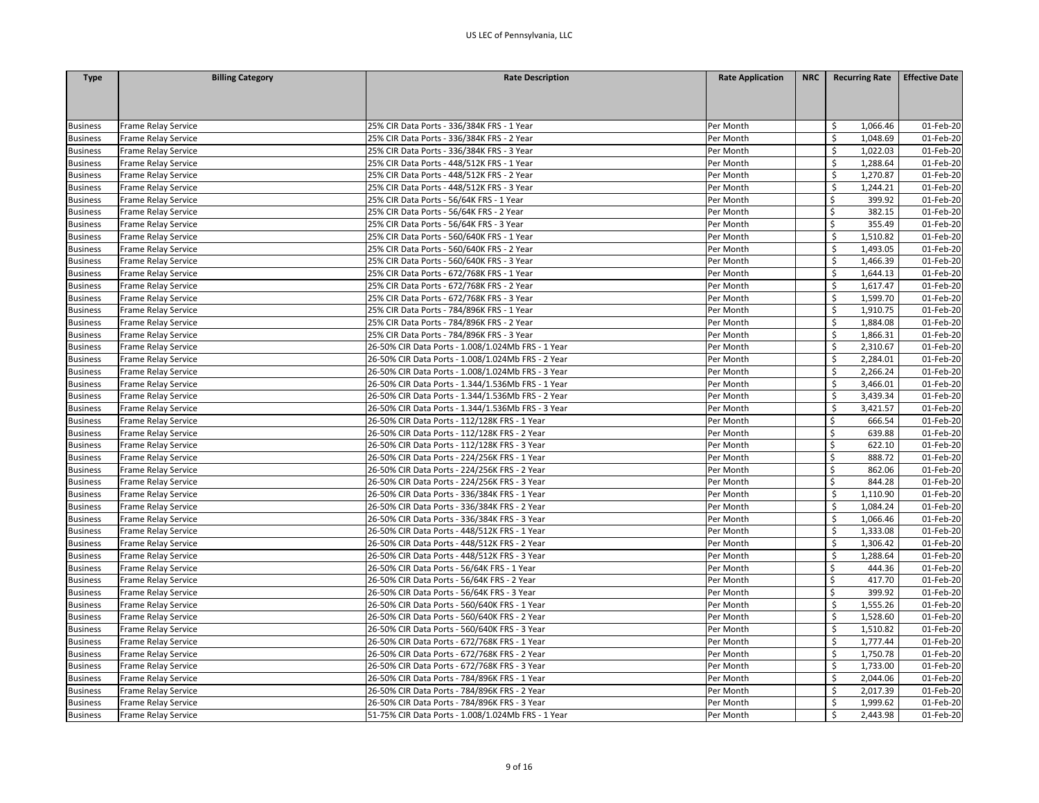| Type | Billing Category | Rate Description | Rate Application | NRC | Recurring Rate | Effective Date |
|---|---|---|---|---|---|---|
| Business | Frame Relay Service | 25% CIR Data Ports - 336/384K FRS - 1 Year | Per Month | | $ 1,066.46 | 01-Feb-20 |
| Business | Frame Relay Service | 25% CIR Data Ports - 336/384K FRS - 2 Year | Per Month | | $ 1,048.69 | 01-Feb-20 |
| Business | Frame Relay Service | 25% CIR Data Ports - 336/384K FRS - 3 Year | Per Month | | $ 1,022.03 | 01-Feb-20 |
| Business | Frame Relay Service | 25% CIR Data Ports - 448/512K FRS - 1 Year | Per Month | | $ 1,288.64 | 01-Feb-20 |
| Business | Frame Relay Service | 25% CIR Data Ports - 448/512K FRS - 2 Year | Per Month | | $ 1,270.87 | 01-Feb-20 |
| Business | Frame Relay Service | 25% CIR Data Ports - 448/512K FRS - 3 Year | Per Month | | $ 1,244.21 | 01-Feb-20 |
| Business | Frame Relay Service | 25% CIR Data Ports - 56/64K FRS - 1 Year | Per Month | | $ 399.92 | 01-Feb-20 |
| Business | Frame Relay Service | 25% CIR Data Ports - 56/64K FRS - 2 Year | Per Month | | $ 382.15 | 01-Feb-20 |
| Business | Frame Relay Service | 25% CIR Data Ports - 56/64K FRS - 3 Year | Per Month | | $ 355.49 | 01-Feb-20 |
| Business | Frame Relay Service | 25% CIR Data Ports - 560/640K FRS - 1 Year | Per Month | | $ 1,510.82 | 01-Feb-20 |
| Business | Frame Relay Service | 25% CIR Data Ports - 560/640K FRS - 2 Year | Per Month | | $ 1,493.05 | 01-Feb-20 |
| Business | Frame Relay Service | 25% CIR Data Ports - 560/640K FRS - 3 Year | Per Month | | $ 1,466.39 | 01-Feb-20 |
| Business | Frame Relay Service | 25% CIR Data Ports - 672/768K FRS - 1 Year | Per Month | | $ 1,644.13 | 01-Feb-20 |
| Business | Frame Relay Service | 25% CIR Data Ports - 672/768K FRS - 2 Year | Per Month | | $ 1,617.47 | 01-Feb-20 |
| Business | Frame Relay Service | 25% CIR Data Ports - 672/768K FRS - 3 Year | Per Month | | $ 1,599.70 | 01-Feb-20 |
| Business | Frame Relay Service | 25% CIR Data Ports - 784/896K FRS - 1 Year | Per Month | | $ 1,910.75 | 01-Feb-20 |
| Business | Frame Relay Service | 25% CIR Data Ports - 784/896K FRS - 2 Year | Per Month | | $ 1,884.08 | 01-Feb-20 |
| Business | Frame Relay Service | 25% CIR Data Ports - 784/896K FRS - 3 Year | Per Month | | $ 1,866.31 | 01-Feb-20 |
| Business | Frame Relay Service | 26-50% CIR Data Ports - 1.008/1.024Mb FRS - 1 Year | Per Month | | $ 2,310.67 | 01-Feb-20 |
| Business | Frame Relay Service | 26-50% CIR Data Ports - 1.008/1.024Mb FRS - 2 Year | Per Month | | $ 2,284.01 | 01-Feb-20 |
| Business | Frame Relay Service | 26-50% CIR Data Ports - 1.008/1.024Mb FRS - 3 Year | Per Month | | $ 2,266.24 | 01-Feb-20 |
| Business | Frame Relay Service | 26-50% CIR Data Ports - 1.344/1.536Mb FRS - 1 Year | Per Month | | $ 3,466.01 | 01-Feb-20 |
| Business | Frame Relay Service | 26-50% CIR Data Ports - 1.344/1.536Mb FRS - 2 Year | Per Month | | $ 3,439.34 | 01-Feb-20 |
| Business | Frame Relay Service | 26-50% CIR Data Ports - 1.344/1.536Mb FRS - 3 Year | Per Month | | $ 3,421.57 | 01-Feb-20 |
| Business | Frame Relay Service | 26-50% CIR Data Ports - 112/128K FRS - 1 Year | Per Month | | $ 666.54 | 01-Feb-20 |
| Business | Frame Relay Service | 26-50% CIR Data Ports - 112/128K FRS - 2 Year | Per Month | | $ 639.88 | 01-Feb-20 |
| Business | Frame Relay Service | 26-50% CIR Data Ports - 112/128K FRS - 3 Year | Per Month | | $ 622.10 | 01-Feb-20 |
| Business | Frame Relay Service | 26-50% CIR Data Ports - 224/256K FRS - 1 Year | Per Month | | $ 888.72 | 01-Feb-20 |
| Business | Frame Relay Service | 26-50% CIR Data Ports - 224/256K FRS - 2 Year | Per Month | | $ 862.06 | 01-Feb-20 |
| Business | Frame Relay Service | 26-50% CIR Data Ports - 224/256K FRS - 3 Year | Per Month | | $ 844.28 | 01-Feb-20 |
| Business | Frame Relay Service | 26-50% CIR Data Ports - 336/384K FRS - 1 Year | Per Month | | $ 1,110.90 | 01-Feb-20 |
| Business | Frame Relay Service | 26-50% CIR Data Ports - 336/384K FRS - 2 Year | Per Month | | $ 1,084.24 | 01-Feb-20 |
| Business | Frame Relay Service | 26-50% CIR Data Ports - 336/384K FRS - 3 Year | Per Month | | $ 1,066.46 | 01-Feb-20 |
| Business | Frame Relay Service | 26-50% CIR Data Ports - 448/512K FRS - 1 Year | Per Month | | $ 1,333.08 | 01-Feb-20 |
| Business | Frame Relay Service | 26-50% CIR Data Ports - 448/512K FRS - 2 Year | Per Month | | $ 1,306.42 | 01-Feb-20 |
| Business | Frame Relay Service | 26-50% CIR Data Ports - 448/512K FRS - 3 Year | Per Month | | $ 1,288.64 | 01-Feb-20 |
| Business | Frame Relay Service | 26-50% CIR Data Ports - 56/64K FRS - 1 Year | Per Month | | $ 444.36 | 01-Feb-20 |
| Business | Frame Relay Service | 26-50% CIR Data Ports - 56/64K FRS - 2 Year | Per Month | | $ 417.70 | 01-Feb-20 |
| Business | Frame Relay Service | 26-50% CIR Data Ports - 56/64K FRS - 3 Year | Per Month | | $ 399.92 | 01-Feb-20 |
| Business | Frame Relay Service | 26-50% CIR Data Ports - 560/640K FRS - 1 Year | Per Month | | $ 1,555.26 | 01-Feb-20 |
| Business | Frame Relay Service | 26-50% CIR Data Ports - 560/640K FRS - 2 Year | Per Month | | $ 1,528.60 | 01-Feb-20 |
| Business | Frame Relay Service | 26-50% CIR Data Ports - 560/640K FRS - 3 Year | Per Month | | $ 1,510.82 | 01-Feb-20 |
| Business | Frame Relay Service | 26-50% CIR Data Ports - 672/768K FRS - 1 Year | Per Month | | $ 1,777.44 | 01-Feb-20 |
| Business | Frame Relay Service | 26-50% CIR Data Ports - 672/768K FRS - 2 Year | Per Month | | $ 1,750.78 | 01-Feb-20 |
| Business | Frame Relay Service | 26-50% CIR Data Ports - 672/768K FRS - 3 Year | Per Month | | $ 1,733.00 | 01-Feb-20 |
| Business | Frame Relay Service | 26-50% CIR Data Ports - 784/896K FRS - 1 Year | Per Month | | $ 2,044.06 | 01-Feb-20 |
| Business | Frame Relay Service | 26-50% CIR Data Ports - 784/896K FRS - 2 Year | Per Month | | $ 2,017.39 | 01-Feb-20 |
| Business | Frame Relay Service | 26-50% CIR Data Ports - 784/896K FRS - 3 Year | Per Month | | $ 1,999.62 | 01-Feb-20 |
| Business | Frame Relay Service | 51-75% CIR Data Ports - 1.008/1.024Mb FRS - 1 Year | Per Month | | $ 2,443.98 | 01-Feb-20 |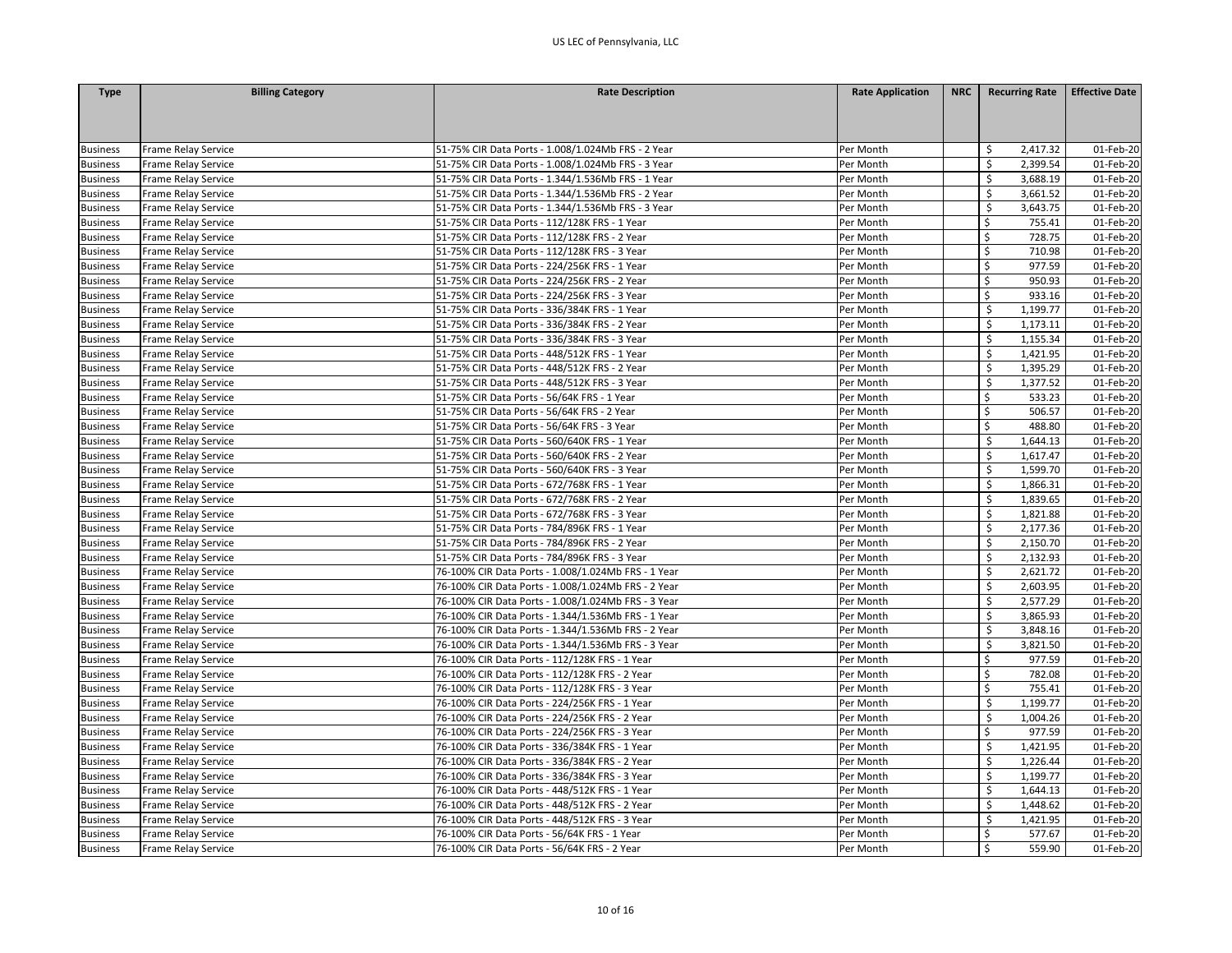| Type | Billing Category | Rate Description | Rate Application | NRC | Recurring Rate | Effective Date |
|---|---|---|---|---|---|---|
| Business | Frame Relay Service | 51-75% CIR Data Ports - 1.008/1.024Mb FRS - 2 Year | Per Month | | $ 2,417.32 | 01-Feb-20 |
| Business | Frame Relay Service | 51-75% CIR Data Ports - 1.008/1.024Mb FRS - 3 Year | Per Month | | $ 2,399.54 | 01-Feb-20 |
| Business | Frame Relay Service | 51-75% CIR Data Ports - 1.344/1.536Mb FRS - 1 Year | Per Month | | $ 3,688.19 | 01-Feb-20 |
| Business | Frame Relay Service | 51-75% CIR Data Ports - 1.344/1.536Mb FRS - 2 Year | Per Month | | $ 3,661.52 | 01-Feb-20 |
| Business | Frame Relay Service | 51-75% CIR Data Ports - 1.344/1.536Mb FRS - 3 Year | Per Month | | $ 3,643.75 | 01-Feb-20 |
| Business | Frame Relay Service | 51-75% CIR Data Ports - 112/128K FRS - 1 Year | Per Month | | $ 755.41 | 01-Feb-20 |
| Business | Frame Relay Service | 51-75% CIR Data Ports - 112/128K FRS - 2 Year | Per Month | | $ 728.75 | 01-Feb-20 |
| Business | Frame Relay Service | 51-75% CIR Data Ports - 112/128K FRS - 3 Year | Per Month | | $ 710.98 | 01-Feb-20 |
| Business | Frame Relay Service | 51-75% CIR Data Ports - 224/256K FRS - 1 Year | Per Month | | $ 977.59 | 01-Feb-20 |
| Business | Frame Relay Service | 51-75% CIR Data Ports - 224/256K FRS - 2 Year | Per Month | | $ 950.93 | 01-Feb-20 |
| Business | Frame Relay Service | 51-75% CIR Data Ports - 224/256K FRS - 3 Year | Per Month | | $ 933.16 | 01-Feb-20 |
| Business | Frame Relay Service | 51-75% CIR Data Ports - 336/384K FRS - 1 Year | Per Month | | $ 1,199.77 | 01-Feb-20 |
| Business | Frame Relay Service | 51-75% CIR Data Ports - 336/384K FRS - 2 Year | Per Month | | $ 1,173.11 | 01-Feb-20 |
| Business | Frame Relay Service | 51-75% CIR Data Ports - 336/384K FRS - 3 Year | Per Month | | $ 1,155.34 | 01-Feb-20 |
| Business | Frame Relay Service | 51-75% CIR Data Ports - 448/512K FRS - 1 Year | Per Month | | $ 1,421.95 | 01-Feb-20 |
| Business | Frame Relay Service | 51-75% CIR Data Ports - 448/512K FRS - 2 Year | Per Month | | $ 1,395.29 | 01-Feb-20 |
| Business | Frame Relay Service | 51-75% CIR Data Ports - 448/512K FRS - 3 Year | Per Month | | $ 1,377.52 | 01-Feb-20 |
| Business | Frame Relay Service | 51-75% CIR Data Ports - 56/64K FRS - 1 Year | Per Month | | $ 533.23 | 01-Feb-20 |
| Business | Frame Relay Service | 51-75% CIR Data Ports - 56/64K FRS - 2 Year | Per Month | | $ 506.57 | 01-Feb-20 |
| Business | Frame Relay Service | 51-75% CIR Data Ports - 56/64K FRS - 3 Year | Per Month | | $ 488.80 | 01-Feb-20 |
| Business | Frame Relay Service | 51-75% CIR Data Ports - 560/640K FRS - 1 Year | Per Month | | $ 1,644.13 | 01-Feb-20 |
| Business | Frame Relay Service | 51-75% CIR Data Ports - 560/640K FRS - 2 Year | Per Month | | $ 1,617.47 | 01-Feb-20 |
| Business | Frame Relay Service | 51-75% CIR Data Ports - 560/640K FRS - 3 Year | Per Month | | $ 1,599.70 | 01-Feb-20 |
| Business | Frame Relay Service | 51-75% CIR Data Ports - 672/768K FRS - 1 Year | Per Month | | $ 1,866.31 | 01-Feb-20 |
| Business | Frame Relay Service | 51-75% CIR Data Ports - 672/768K FRS - 2 Year | Per Month | | $ 1,839.65 | 01-Feb-20 |
| Business | Frame Relay Service | 51-75% CIR Data Ports - 672/768K FRS - 3 Year | Per Month | | $ 1,821.88 | 01-Feb-20 |
| Business | Frame Relay Service | 51-75% CIR Data Ports - 784/896K FRS - 1 Year | Per Month | | $ 2,177.36 | 01-Feb-20 |
| Business | Frame Relay Service | 51-75% CIR Data Ports - 784/896K FRS - 2 Year | Per Month | | $ 2,150.70 | 01-Feb-20 |
| Business | Frame Relay Service | 51-75% CIR Data Ports - 784/896K FRS - 3 Year | Per Month | | $ 2,132.93 | 01-Feb-20 |
| Business | Frame Relay Service | 76-100% CIR Data Ports - 1.008/1.024Mb FRS - 1 Year | Per Month | | $ 2,621.72 | 01-Feb-20 |
| Business | Frame Relay Service | 76-100% CIR Data Ports - 1.008/1.024Mb FRS - 2 Year | Per Month | | $ 2,603.95 | 01-Feb-20 |
| Business | Frame Relay Service | 76-100% CIR Data Ports - 1.008/1.024Mb FRS - 3 Year | Per Month | | $ 2,577.29 | 01-Feb-20 |
| Business | Frame Relay Service | 76-100% CIR Data Ports - 1.344/1.536Mb FRS - 1 Year | Per Month | | $ 3,865.93 | 01-Feb-20 |
| Business | Frame Relay Service | 76-100% CIR Data Ports - 1.344/1.536Mb FRS - 2 Year | Per Month | | $ 3,848.16 | 01-Feb-20 |
| Business | Frame Relay Service | 76-100% CIR Data Ports - 1.344/1.536Mb FRS - 3 Year | Per Month | | $ 3,821.50 | 01-Feb-20 |
| Business | Frame Relay Service | 76-100% CIR Data Ports - 112/128K FRS - 1 Year | Per Month | | $ 977.59 | 01-Feb-20 |
| Business | Frame Relay Service | 76-100% CIR Data Ports - 112/128K FRS - 2 Year | Per Month | | $ 782.08 | 01-Feb-20 |
| Business | Frame Relay Service | 76-100% CIR Data Ports - 112/128K FRS - 3 Year | Per Month | | $ 755.41 | 01-Feb-20 |
| Business | Frame Relay Service | 76-100% CIR Data Ports - 224/256K FRS - 1 Year | Per Month | | $ 1,199.77 | 01-Feb-20 |
| Business | Frame Relay Service | 76-100% CIR Data Ports - 224/256K FRS - 2 Year | Per Month | | $ 1,004.26 | 01-Feb-20 |
| Business | Frame Relay Service | 76-100% CIR Data Ports - 224/256K FRS - 3 Year | Per Month | | $ 977.59 | 01-Feb-20 |
| Business | Frame Relay Service | 76-100% CIR Data Ports - 336/384K FRS - 1 Year | Per Month | | $ 1,421.95 | 01-Feb-20 |
| Business | Frame Relay Service | 76-100% CIR Data Ports - 336/384K FRS - 2 Year | Per Month | | $ 1,226.44 | 01-Feb-20 |
| Business | Frame Relay Service | 76-100% CIR Data Ports - 336/384K FRS - 3 Year | Per Month | | $ 1,199.77 | 01-Feb-20 |
| Business | Frame Relay Service | 76-100% CIR Data Ports - 448/512K FRS - 1 Year | Per Month | | $ 1,644.13 | 01-Feb-20 |
| Business | Frame Relay Service | 76-100% CIR Data Ports - 448/512K FRS - 2 Year | Per Month | | $ 1,448.62 | 01-Feb-20 |
| Business | Frame Relay Service | 76-100% CIR Data Ports - 448/512K FRS - 3 Year | Per Month | | $ 1,421.95 | 01-Feb-20 |
| Business | Frame Relay Service | 76-100% CIR Data Ports - 56/64K FRS - 1 Year | Per Month | | $ 577.67 | 01-Feb-20 |
| Business | Frame Relay Service | 76-100% CIR Data Ports - 56/64K FRS - 2 Year | Per Month | | $ 559.90 | 01-Feb-20 |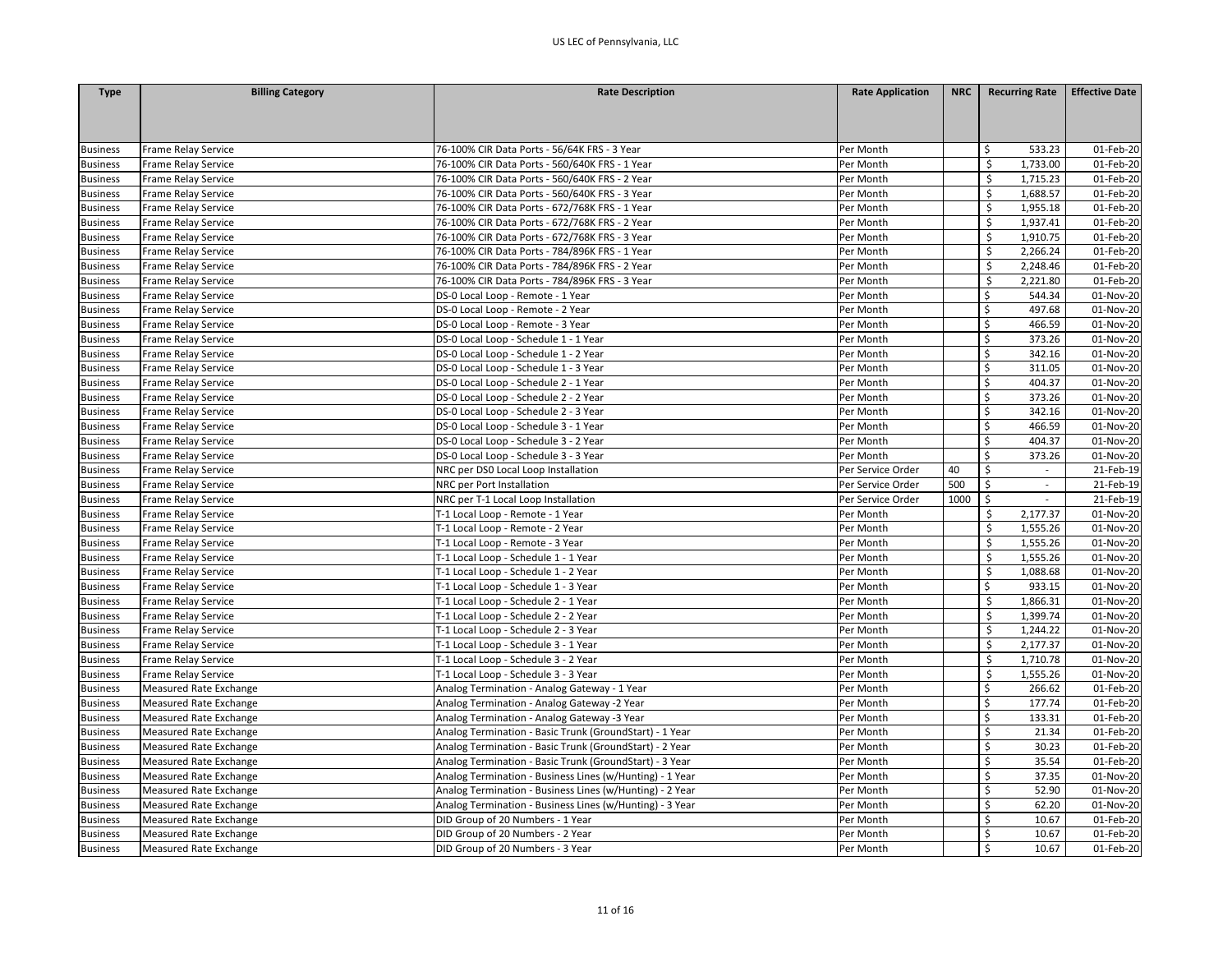| Type | Billing Category | Rate Description | Rate Application | NRC | Recurring Rate | Effective Date |
|---|---|---|---|---|---|---|
| Business | Frame Relay Service | 76-100% CIR Data Ports - 56/64K FRS - 3 Year | Per Month | | $ 533.23 | 01-Feb-20 |
| Business | Frame Relay Service | 76-100% CIR Data Ports - 560/640K FRS - 1 Year | Per Month | | $ 1,733.00 | 01-Feb-20 |
| Business | Frame Relay Service | 76-100% CIR Data Ports - 560/640K FRS - 2 Year | Per Month | | $ 1,715.23 | 01-Feb-20 |
| Business | Frame Relay Service | 76-100% CIR Data Ports - 560/640K FRS - 3 Year | Per Month | | $ 1,688.57 | 01-Feb-20 |
| Business | Frame Relay Service | 76-100% CIR Data Ports - 672/768K FRS - 1 Year | Per Month | | $ 1,955.18 | 01-Feb-20 |
| Business | Frame Relay Service | 76-100% CIR Data Ports - 672/768K FRS - 2 Year | Per Month | | $ 1,937.41 | 01-Feb-20 |
| Business | Frame Relay Service | 76-100% CIR Data Ports - 672/768K FRS - 3 Year | Per Month | | $ 1,910.75 | 01-Feb-20 |
| Business | Frame Relay Service | 76-100% CIR Data Ports - 784/896K FRS - 1 Year | Per Month | | $ 2,266.24 | 01-Feb-20 |
| Business | Frame Relay Service | 76-100% CIR Data Ports - 784/896K FRS - 2 Year | Per Month | | $ 2,248.46 | 01-Feb-20 |
| Business | Frame Relay Service | 76-100% CIR Data Ports - 784/896K FRS - 3 Year | Per Month | | $ 2,221.80 | 01-Feb-20 |
| Business | Frame Relay Service | DS-0 Local Loop - Remote - 1 Year | Per Month | | $ 544.34 | 01-Nov-20 |
| Business | Frame Relay Service | DS-0 Local Loop - Remote - 2 Year | Per Month | | $ 497.68 | 01-Nov-20 |
| Business | Frame Relay Service | DS-0 Local Loop - Remote - 3 Year | Per Month | | $ 466.59 | 01-Nov-20 |
| Business | Frame Relay Service | DS-0 Local Loop - Schedule 1 - 1 Year | Per Month | | $ 373.26 | 01-Nov-20 |
| Business | Frame Relay Service | DS-0 Local Loop - Schedule 1 - 2 Year | Per Month | | $ 342.16 | 01-Nov-20 |
| Business | Frame Relay Service | DS-0 Local Loop - Schedule 1 - 3 Year | Per Month | | $ 311.05 | 01-Nov-20 |
| Business | Frame Relay Service | DS-0 Local Loop - Schedule 2 - 1 Year | Per Month | | $ 404.37 | 01-Nov-20 |
| Business | Frame Relay Service | DS-0 Local Loop - Schedule 2 - 2 Year | Per Month | | $ 373.26 | 01-Nov-20 |
| Business | Frame Relay Service | DS-0 Local Loop - Schedule 2 - 3 Year | Per Month | | $ 342.16 | 01-Nov-20 |
| Business | Frame Relay Service | DS-0 Local Loop - Schedule 3 - 1 Year | Per Month | | $ 466.59 | 01-Nov-20 |
| Business | Frame Relay Service | DS-0 Local Loop - Schedule 3 - 2 Year | Per Month | | $ 404.37 | 01-Nov-20 |
| Business | Frame Relay Service | DS-0 Local Loop - Schedule 3 - 3 Year | Per Month | | $ 373.26 | 01-Nov-20 |
| Business | Frame Relay Service | NRC per DS0 Local Loop Installation | Per Service Order | 40 | $ - | 21-Feb-19 |
| Business | Frame Relay Service | NRC per Port Installation | Per Service Order | 500 | $ - | 21-Feb-19 |
| Business | Frame Relay Service | NRC per T-1 Local Loop Installation | Per Service Order | 1000 | $ - | 21-Feb-19 |
| Business | Frame Relay Service | T-1 Local Loop - Remote - 1 Year | Per Month | | $ 2,177.37 | 01-Nov-20 |
| Business | Frame Relay Service | T-1 Local Loop - Remote - 2 Year | Per Month | | $ 1,555.26 | 01-Nov-20 |
| Business | Frame Relay Service | T-1 Local Loop - Remote - 3 Year | Per Month | | $ 1,555.26 | 01-Nov-20 |
| Business | Frame Relay Service | T-1 Local Loop - Schedule 1 - 1 Year | Per Month | | $ 1,555.26 | 01-Nov-20 |
| Business | Frame Relay Service | T-1 Local Loop - Schedule 1 - 2 Year | Per Month | | $ 1,088.68 | 01-Nov-20 |
| Business | Frame Relay Service | T-1 Local Loop - Schedule 1 - 3 Year | Per Month | | $ 933.15 | 01-Nov-20 |
| Business | Frame Relay Service | T-1 Local Loop - Schedule 2 - 1 Year | Per Month | | $ 1,866.31 | 01-Nov-20 |
| Business | Frame Relay Service | T-1 Local Loop - Schedule 2 - 2 Year | Per Month | | $ 1,399.74 | 01-Nov-20 |
| Business | Frame Relay Service | T-1 Local Loop - Schedule 2 - 3 Year | Per Month | | $ 1,244.22 | 01-Nov-20 |
| Business | Frame Relay Service | T-1 Local Loop - Schedule 3 - 1 Year | Per Month | | $ 2,177.37 | 01-Nov-20 |
| Business | Frame Relay Service | T-1 Local Loop - Schedule 3 - 2 Year | Per Month | | $ 1,710.78 | 01-Nov-20 |
| Business | Frame Relay Service | T-1 Local Loop - Schedule 3 - 3 Year | Per Month | | $ 1,555.26 | 01-Nov-20 |
| Business | Measured Rate Exchange | Analog Termination - Analog Gateway - 1 Year | Per Month | | $ 266.62 | 01-Feb-20 |
| Business | Measured Rate Exchange | Analog Termination - Analog Gateway -2 Year | Per Month | | $ 177.74 | 01-Feb-20 |
| Business | Measured Rate Exchange | Analog Termination - Analog Gateway -3 Year | Per Month | | $ 133.31 | 01-Feb-20 |
| Business | Measured Rate Exchange | Analog Termination - Basic Trunk (GroundStart) - 1 Year | Per Month | | $ 21.34 | 01-Feb-20 |
| Business | Measured Rate Exchange | Analog Termination - Basic Trunk (GroundStart) - 2 Year | Per Month | | $ 30.23 | 01-Feb-20 |
| Business | Measured Rate Exchange | Analog Termination - Basic Trunk (GroundStart) - 3 Year | Per Month | | $ 35.54 | 01-Feb-20 |
| Business | Measured Rate Exchange | Analog Termination - Business Lines (w/Hunting) - 1 Year | Per Month | | $ 37.35 | 01-Nov-20 |
| Business | Measured Rate Exchange | Analog Termination - Business Lines (w/Hunting) - 2 Year | Per Month | | $ 52.90 | 01-Nov-20 |
| Business | Measured Rate Exchange | Analog Termination - Business Lines (w/Hunting) - 3 Year | Per Month | | $ 62.20 | 01-Nov-20 |
| Business | Measured Rate Exchange | DID Group of 20 Numbers - 1 Year | Per Month | | $ 10.67 | 01-Feb-20 |
| Business | Measured Rate Exchange | DID Group of 20 Numbers - 2 Year | Per Month | | $ 10.67 | 01-Feb-20 |
| Business | Measured Rate Exchange | DID Group of 20 Numbers - 3 Year | Per Month | | $ 10.67 | 01-Feb-20 |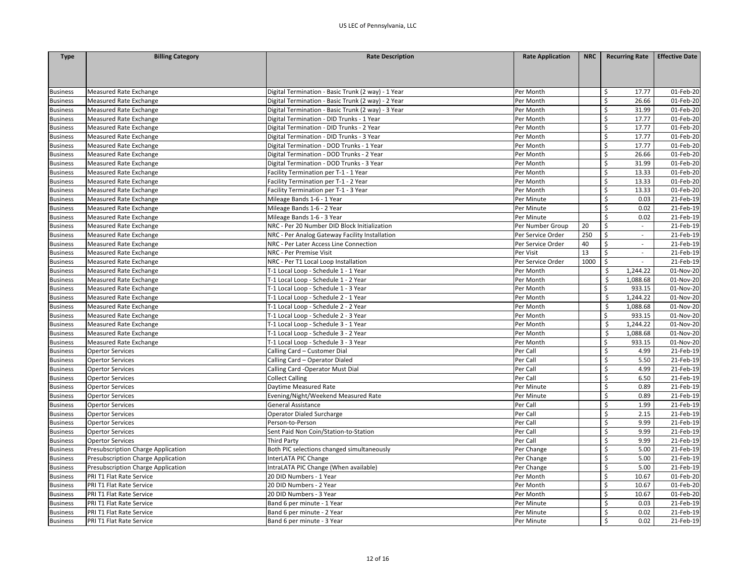| Type | Billing Category | Rate Description | Rate Application | NRC | Recurring Rate | Effective Date |
|---|---|---|---|---|---|---|
| Business | Measured Rate Exchange | Digital Termination - Basic Trunk (2 way) - 1 Year | Per Month | | $ 17.77 | 01-Feb-20 |
| Business | Measured Rate Exchange | Digital Termination - Basic Trunk (2 way) - 2 Year | Per Month | | $ 26.66 | 01-Feb-20 |
| Business | Measured Rate Exchange | Digital Termination - Basic Trunk (2 way) - 3 Year | Per Month | | $ 31.99 | 01-Feb-20 |
| Business | Measured Rate Exchange | Digital Termination - DID Trunks - 1 Year | Per Month | | $ 17.77 | 01-Feb-20 |
| Business | Measured Rate Exchange | Digital Termination - DID Trunks - 2 Year | Per Month | | $ 17.77 | 01-Feb-20 |
| Business | Measured Rate Exchange | Digital Termination - DID Trunks - 3 Year | Per Month | | $ 17.77 | 01-Feb-20 |
| Business | Measured Rate Exchange | Digital Termination - DOD Trunks - 1 Year | Per Month | | $ 17.77 | 01-Feb-20 |
| Business | Measured Rate Exchange | Digital Termination - DOD Trunks - 2 Year | Per Month | | $ 26.66 | 01-Feb-20 |
| Business | Measured Rate Exchange | Digital Termination - DOD Trunks - 3 Year | Per Month | | $ 31.99 | 01-Feb-20 |
| Business | Measured Rate Exchange | Facility Termination per T-1 - 1 Year | Per Month | | $ 13.33 | 01-Feb-20 |
| Business | Measured Rate Exchange | Facility Termination per T-1 - 2 Year | Per Month | | $ 13.33 | 01-Feb-20 |
| Business | Measured Rate Exchange | Facility Termination per T-1 - 3 Year | Per Month | | $ 13.33 | 01-Feb-20 |
| Business | Measured Rate Exchange | Mileage Bands 1-6 - 1 Year | Per Minute | | $ 0.03 | 21-Feb-19 |
| Business | Measured Rate Exchange | Mileage Bands 1-6 - 2 Year | Per Minute | | $ 0.02 | 21-Feb-19 |
| Business | Measured Rate Exchange | Mileage Bands 1-6 - 3 Year | Per Minute | | $ 0.02 | 21-Feb-19 |
| Business | Measured Rate Exchange | NRC - Per 20 Number DID Block Initialization | Per Number Group | 20 | $ - | 21-Feb-19 |
| Business | Measured Rate Exchange | NRC - Per Analog Gateway Facility Installation | Per Service Order | 250 | $ - | 21-Feb-19 |
| Business | Measured Rate Exchange | NRC - Per Later Access Line Connection | Per Service Order | 40 | $ - | 21-Feb-19 |
| Business | Measured Rate Exchange | NRC - Per Premise Visit | Per Visit | 13 | $ - | 21-Feb-19 |
| Business | Measured Rate Exchange | NRC - Per T1 Local Loop Installation | Per Service Order | 1000 | $ - | 21-Feb-19 |
| Business | Measured Rate Exchange | T-1 Local Loop - Schedule 1 - 1 Year | Per Month | | $ 1,244.22 | 01-Nov-20 |
| Business | Measured Rate Exchange | T-1 Local Loop - Schedule 1 - 2 Year | Per Month | | $ 1,088.68 | 01-Nov-20 |
| Business | Measured Rate Exchange | T-1 Local Loop - Schedule 1 - 3 Year | Per Month | | $ 933.15 | 01-Nov-20 |
| Business | Measured Rate Exchange | T-1 Local Loop - Schedule 2 - 1 Year | Per Month | | $ 1,244.22 | 01-Nov-20 |
| Business | Measured Rate Exchange | T-1 Local Loop - Schedule 2 - 2 Year | Per Month | | $ 1,088.68 | 01-Nov-20 |
| Business | Measured Rate Exchange | T-1 Local Loop - Schedule 2 - 3 Year | Per Month | | $ 933.15 | 01-Nov-20 |
| Business | Measured Rate Exchange | T-1 Local Loop - Schedule 3 - 1 Year | Per Month | | $ 1,244.22 | 01-Nov-20 |
| Business | Measured Rate Exchange | T-1 Local Loop - Schedule 3 - 2 Year | Per Month | | $ 1,088.68 | 01-Nov-20 |
| Business | Measured Rate Exchange | T-1 Local Loop - Schedule 3 - 3 Year | Per Month | | $ 933.15 | 01-Nov-20 |
| Business | Opertor Services | Calling Card – Customer Dial | Per Call | | $ 4.99 | 21-Feb-19 |
| Business | Opertor Services | Calling Card – Operator Dialed | Per Call | | $ 5.50 | 21-Feb-19 |
| Business | Opertor Services | Calling Card -Operator Must Dial | Per Call | | $ 4.99 | 21-Feb-19 |
| Business | Opertor Services | Collect Calling | Per Call | | $ 6.50 | 21-Feb-19 |
| Business | Opertor Services | Daytime Measured Rate | Per Minute | | $ 0.89 | 21-Feb-19 |
| Business | Opertor Services | Evening/Night/Weekend Measured Rate | Per Minute | | $ 0.89 | 21-Feb-19 |
| Business | Opertor Services | General Assistance | Per Call | | $ 1.99 | 21-Feb-19 |
| Business | Opertor Services | Operator Dialed Surcharge | Per Call | | $ 2.15 | 21-Feb-19 |
| Business | Opertor Services | Person-to-Person | Per Call | | $ 9.99 | 21-Feb-19 |
| Business | Opertor Services | Sent Paid Non Coin/Station-to-Station | Per Call | | $ 9.99 | 21-Feb-19 |
| Business | Opertor Services | Third Party | Per Call | | $ 9.99 | 21-Feb-19 |
| Business | Presubscription Charge Application | Both PIC selections changed simultaneously | Per Change | | $ 5.00 | 21-Feb-19 |
| Business | Presubscription Charge Application | InterLATA PIC Change | Per Change | | $ 5.00 | 21-Feb-19 |
| Business | Presubscription Charge Application | IntraLATA PIC Change (When available) | Per Change | | $ 5.00 | 21-Feb-19 |
| Business | PRI T1 Flat Rate Service | 20 DID Numbers - 1 Year | Per Month | | $ 10.67 | 01-Feb-20 |
| Business | PRI T1 Flat Rate Service | 20 DID Numbers - 2 Year | Per Month | | $ 10.67 | 01-Feb-20 |
| Business | PRI T1 Flat Rate Service | 20 DID Numbers - 3 Year | Per Month | | $ 10.67 | 01-Feb-20 |
| Business | PRI T1 Flat Rate Service | Band 6 per minute - 1 Year | Per Minute | | $ 0.03 | 21-Feb-19 |
| Business | PRI T1 Flat Rate Service | Band 6 per minute - 2 Year | Per Minute | | $ 0.02 | 21-Feb-19 |
| Business | PRI T1 Flat Rate Service | Band 6 per minute - 3 Year | Per Minute | | $ 0.02 | 21-Feb-19 |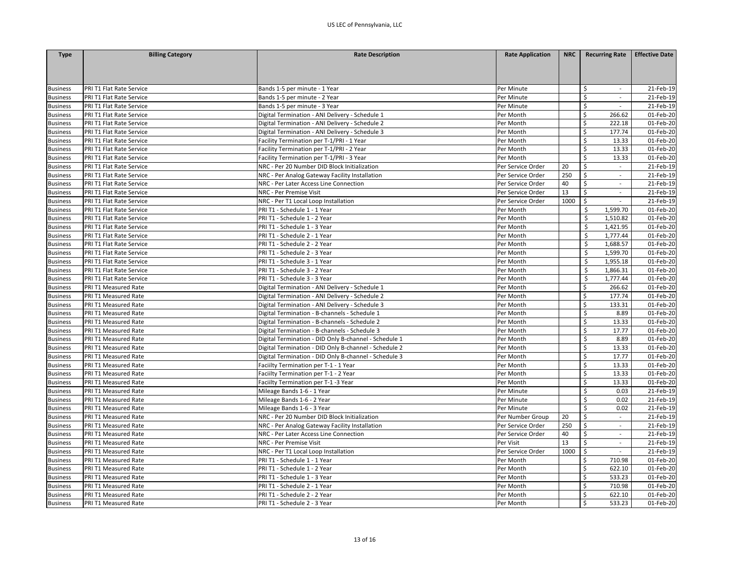| Type | Billing Category | Rate Description | Rate Application | NRC | Recurring Rate | Effective Date |
|---|---|---|---|---|---|---|
| Business | PRI T1 Flat Rate Service | Bands 1-5 per minute - 1 Year | Per Minute | | $ - | 21-Feb-19 |
| Business | PRI T1 Flat Rate Service | Bands 1-5 per minute - 2 Year | Per Minute | | $ - | 21-Feb-19 |
| Business | PRI T1 Flat Rate Service | Bands 1-5 per minute - 3 Year | Per Minute | | $ - | 21-Feb-19 |
| Business | PRI T1 Flat Rate Service | Digital Termination - ANI Delivery - Schedule 1 | Per Month | | $ 266.62 | 01-Feb-20 |
| Business | PRI T1 Flat Rate Service | Digital Termination - ANI Delivery - Schedule 2 | Per Month | | $ 222.18 | 01-Feb-20 |
| Business | PRI T1 Flat Rate Service | Digital Termination - ANI Delivery - Schedule 3 | Per Month | | $ 177.74 | 01-Feb-20 |
| Business | PRI T1 Flat Rate Service | Facility Termination per T-1/PRI - 1 Year | Per Month | | $ 13.33 | 01-Feb-20 |
| Business | PRI T1 Flat Rate Service | Facility Termination per T-1/PRI - 2 Year | Per Month | | $ 13.33 | 01-Feb-20 |
| Business | PRI T1 Flat Rate Service | Facility Termination per T-1/PRI - 3 Year | Per Month | | $ 13.33 | 01-Feb-20 |
| Business | PRI T1 Flat Rate Service | NRC - Per 20 Number DID Block Initialization | Per Service Order | 20 | $ - | 21-Feb-19 |
| Business | PRI T1 Flat Rate Service | NRC - Per Analog Gateway Facility Installation | Per Service Order | 250 | $ - | 21-Feb-19 |
| Business | PRI T1 Flat Rate Service | NRC - Per Later Access Line Connection | Per Service Order | 40 | $ - | 21-Feb-19 |
| Business | PRI T1 Flat Rate Service | NRC - Per Premise Visit | Per Service Order | 13 | $ - | 21-Feb-19 |
| Business | PRI T1 Flat Rate Service | NRC - Per T1 Local Loop Installation | Per Service Order | 1000 | $ - | 21-Feb-19 |
| Business | PRI T1 Flat Rate Service | PRI T1 - Schedule 1 - 1 Year | Per Month | | $ 1,599.70 | 01-Feb-20 |
| Business | PRI T1 Flat Rate Service | PRI T1 - Schedule 1 - 2 Year | Per Month | | $ 1,510.82 | 01-Feb-20 |
| Business | PRI T1 Flat Rate Service | PRI T1 - Schedule 1 - 3 Year | Per Month | | $ 1,421.95 | 01-Feb-20 |
| Business | PRI T1 Flat Rate Service | PRI T1 - Schedule 2 - 1 Year | Per Month | | $ 1,777.44 | 01-Feb-20 |
| Business | PRI T1 Flat Rate Service | PRI T1 - Schedule 2 - 2 Year | Per Month | | $ 1,688.57 | 01-Feb-20 |
| Business | PRI T1 Flat Rate Service | PRI T1 - Schedule 2 - 3 Year | Per Month | | $ 1,599.70 | 01-Feb-20 |
| Business | PRI T1 Flat Rate Service | PRI T1 - Schedule 3 - 1 Year | Per Month | | $ 1,955.18 | 01-Feb-20 |
| Business | PRI T1 Flat Rate Service | PRI T1 - Schedule 3 - 2 Year | Per Month | | $ 1,866.31 | 01-Feb-20 |
| Business | PRI T1 Flat Rate Service | PRI T1 - Schedule 3 - 3 Year | Per Month | | $ 1,777.44 | 01-Feb-20 |
| Business | PRI T1 Measured Rate | Digital Termination - ANI Delivery - Schedule 1 | Per Month | | $ 266.62 | 01-Feb-20 |
| Business | PRI T1 Measured Rate | Digital Termination - ANI Delivery - Schedule 2 | Per Month | | $ 177.74 | 01-Feb-20 |
| Business | PRI T1 Measured Rate | Digital Termination - ANI Delivery - Schedule 3 | Per Month | | $ 133.31 | 01-Feb-20 |
| Business | PRI T1 Measured Rate | Digital Termination - B-channels - Schedule 1 | Per Month | | $ 8.89 | 01-Feb-20 |
| Business | PRI T1 Measured Rate | Digital Termination - B-channels - Schedule 2 | Per Month | | $ 13.33 | 01-Feb-20 |
| Business | PRI T1 Measured Rate | Digital Termination - B-channels - Schedule 3 | Per Month | | $ 17.77 | 01-Feb-20 |
| Business | PRI T1 Measured Rate | Digital Termination - DID Only B-channel - Schedule 1 | Per Month | | $ 8.89 | 01-Feb-20 |
| Business | PRI T1 Measured Rate | Digital Termination - DID Only B-channel - Schedule 2 | Per Month | | $ 13.33 | 01-Feb-20 |
| Business | PRI T1 Measured Rate | Digital Termination - DID Only B-channel - Schedule 3 | Per Month | | $ 17.77 | 01-Feb-20 |
| Business | PRI T1 Measured Rate | Faciilty Termination per T-1 - 1 Year | Per Month | | $ 13.33 | 01-Feb-20 |
| Business | PRI T1 Measured Rate | Faciilty Termination per T-1 - 2 Year | Per Month | | $ 13.33 | 01-Feb-20 |
| Business | PRI T1 Measured Rate | Faciilty Termination per T-1 -3 Year | Per Month | | $ 13.33 | 01-Feb-20 |
| Business | PRI T1 Measured Rate | Mileage Bands 1-6 - 1 Year | Per Minute | | $ 0.03 | 21-Feb-19 |
| Business | PRI T1 Measured Rate | Mileage Bands 1-6 - 2 Year | Per Minute | | $ 0.02 | 21-Feb-19 |
| Business | PRI T1 Measured Rate | Mileage Bands 1-6 - 3 Year | Per Minute | | $ 0.02 | 21-Feb-19 |
| Business | PRI T1 Measured Rate | NRC - Per 20 Number DID Block Initialization | Per Number Group | 20 | $ - | 21-Feb-19 |
| Business | PRI T1 Measured Rate | NRC - Per Analog Gateway Facility Installation | Per Service Order | 250 | $ - | 21-Feb-19 |
| Business | PRI T1 Measured Rate | NRC - Per Later Access Line Connection | Per Service Order | 40 | $ - | 21-Feb-19 |
| Business | PRI T1 Measured Rate | NRC - Per Premise Visit | Per Visit | 13 | $ - | 21-Feb-19 |
| Business | PRI T1 Measured Rate | NRC - Per T1 Local Loop Installation | Per Service Order | 1000 | $ - | 21-Feb-19 |
| Business | PRI T1 Measured Rate | PRI T1 - Schedule 1 - 1 Year | Per Month | | $ 710.98 | 01-Feb-20 |
| Business | PRI T1 Measured Rate | PRI T1 - Schedule 1 - 2 Year | Per Month | | $ 622.10 | 01-Feb-20 |
| Business | PRI T1 Measured Rate | PRI T1 - Schedule 1 - 3 Year | Per Month | | $ 533.23 | 01-Feb-20 |
| Business | PRI T1 Measured Rate | PRI T1 - Schedule 2 - 1 Year | Per Month | | $ 710.98 | 01-Feb-20 |
| Business | PRI T1 Measured Rate | PRI T1 - Schedule 2 - 2 Year | Per Month | | $ 622.10 | 01-Feb-20 |
| Business | PRI T1 Measured Rate | PRI T1 - Schedule 2 - 3 Year | Per Month | | $ 533.23 | 01-Feb-20 |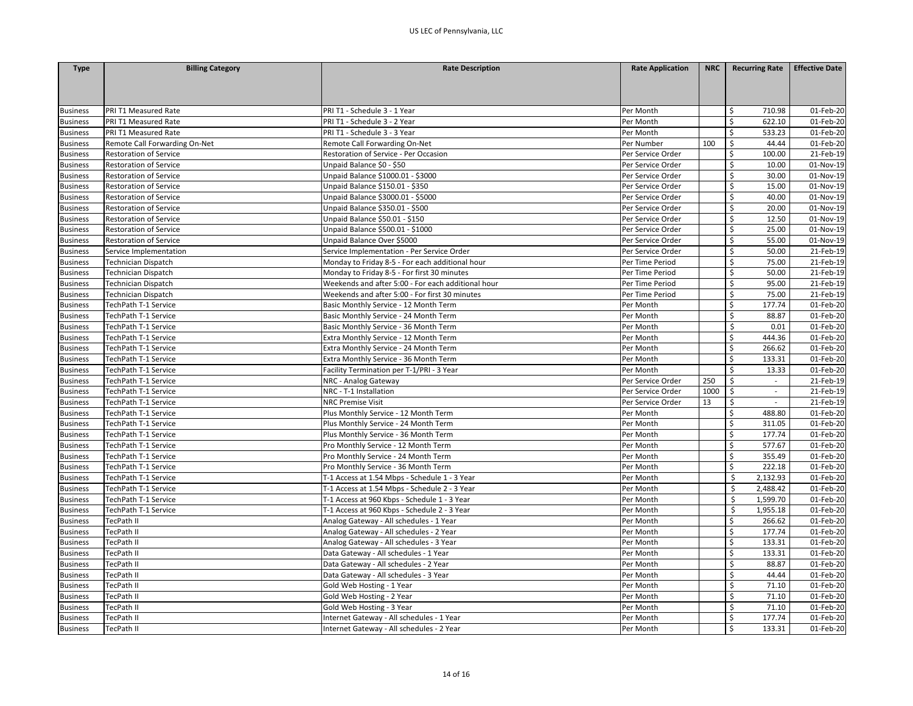| Type | Billing Category | Rate Description | Rate Application | NRC | Recurring Rate | Effective Date |
|---|---|---|---|---|---|---|
| Business | PRI T1 Measured Rate | PRI T1 - Schedule 3 - 1 Year | Per Month | | $ 710.98 | 01-Feb-20 |
| Business | PRI T1 Measured Rate | PRI T1 - Schedule 3 - 2 Year | Per Month | | $ 622.10 | 01-Feb-20 |
| Business | PRI T1 Measured Rate | PRI T1 - Schedule 3 - 3 Year | Per Month | | $ 533.23 | 01-Feb-20 |
| Business | Remote Call Forwarding On-Net | Remote Call Forwarding On-Net | Per Number | 100 | $ 44.44 | 01-Feb-20 |
| Business | Restoration of Service | Restoration of Service - Per Occasion | Per Service Order | | $ 100.00 | 21-Feb-19 |
| Business | Restoration of Service | Unpaid Balance $0 - $50 | Per Service Order | | $ 10.00 | 01-Nov-19 |
| Business | Restoration of Service | Unpaid Balance $1000.01 - $3000 | Per Service Order | | $ 30.00 | 01-Nov-19 |
| Business | Restoration of Service | Unpaid Balance $150.01 - $350 | Per Service Order | | $ 15.00 | 01-Nov-19 |
| Business | Restoration of Service | Unpaid Balance $3000.01 - $5000 | Per Service Order | | $ 40.00 | 01-Nov-19 |
| Business | Restoration of Service | Unpaid Balance $350.01 - $500 | Per Service Order | | $ 20.00 | 01-Nov-19 |
| Business | Restoration of Service | Unpaid Balance $50.01 - $150 | Per Service Order | | $ 12.50 | 01-Nov-19 |
| Business | Restoration of Service | Unpaid Balance $500.01 - $1000 | Per Service Order | | $ 25.00 | 01-Nov-19 |
| Business | Restoration of Service | Unpaid Balance Over $5000 | Per Service Order | | $ 55.00 | 01-Nov-19 |
| Business | Service Implementation | Service Implementation - Per Service Order | Per Service Order | | $ 50.00 | 21-Feb-19 |
| Business | Technician Dispatch | Monday to Friday 8-5 - For each additional hour | Per Time Period | | $ 75.00 | 21-Feb-19 |
| Business | Technician Dispatch | Monday to Friday 8-5 - For first 30 minutes | Per Time Period | | $ 50.00 | 21-Feb-19 |
| Business | Technician Dispatch | Weekends and after 5:00 - For each additional hour | Per Time Period | | $ 95.00 | 21-Feb-19 |
| Business | Technician Dispatch | Weekends and after 5:00 - For first 30 minutes | Per Time Period | | $ 75.00 | 21-Feb-19 |
| Business | TechPath T-1 Service | Basic Monthly Service - 12 Month Term | Per Month | | $ 177.74 | 01-Feb-20 |
| Business | TechPath T-1 Service | Basic Monthly Service - 24 Month Term | Per Month | | $ 88.87 | 01-Feb-20 |
| Business | TechPath T-1 Service | Basic Monthly Service - 36 Month Term | Per Month | | $ 0.01 | 01-Feb-20 |
| Business | TechPath T-1 Service | Extra Monthly Service - 12 Month Term | Per Month | | $ 444.36 | 01-Feb-20 |
| Business | TechPath T-1 Service | Extra Monthly Service - 24 Month Term | Per Month | | $ 266.62 | 01-Feb-20 |
| Business | TechPath T-1 Service | Extra Monthly Service - 36 Month Term | Per Month | | $ 133.31 | 01-Feb-20 |
| Business | TechPath T-1 Service | Facility Termination per T-1/PRI - 3 Year | Per Month | | $ 13.33 | 01-Feb-20 |
| Business | TechPath T-1 Service | NRC - Analog Gateway | Per Service Order | 250 | $ - | 21-Feb-19 |
| Business | TechPath T-1 Service | NRC - T-1 Installation | Per Service Order | 1000 | $ - | 21-Feb-19 |
| Business | TechPath T-1 Service | NRC Premise Visit | Per Service Order | 13 | $ - | 21-Feb-19 |
| Business | TechPath T-1 Service | Plus Monthly Service - 12 Month Term | Per Month | | $ 488.80 | 01-Feb-20 |
| Business | TechPath T-1 Service | Plus Monthly Service - 24 Month Term | Per Month | | $ 311.05 | 01-Feb-20 |
| Business | TechPath T-1 Service | Plus Monthly Service - 36 Month Term | Per Month | | $ 177.74 | 01-Feb-20 |
| Business | TechPath T-1 Service | Pro Monthly Service - 12 Month Term | Per Month | | $ 577.67 | 01-Feb-20 |
| Business | TechPath T-1 Service | Pro Monthly Service - 24 Month Term | Per Month | | $ 355.49 | 01-Feb-20 |
| Business | TechPath T-1 Service | Pro Monthly Service - 36 Month Term | Per Month | | $ 222.18 | 01-Feb-20 |
| Business | TechPath T-1 Service | T-1 Access at 1.54 Mbps - Schedule 1 - 3 Year | Per Month | | $ 2,132.93 | 01-Feb-20 |
| Business | TechPath T-1 Service | T-1 Access at 1.54 Mbps - Schedule 2 - 3 Year | Per Month | | $ 2,488.42 | 01-Feb-20 |
| Business | TechPath T-1 Service | T-1 Access at 960 Kbps - Schedule 1 - 3 Year | Per Month | | $ 1,599.70 | 01-Feb-20 |
| Business | TechPath T-1 Service | T-1 Access at 960 Kbps - Schedule 2 - 3 Year | Per Month | | $ 1,955.18 | 01-Feb-20 |
| Business | TecPath II | Analog Gateway - All schedules - 1 Year | Per Month | | $ 266.62 | 01-Feb-20 |
| Business | TecPath II | Analog Gateway - All schedules - 2 Year | Per Month | | $ 177.74 | 01-Feb-20 |
| Business | TecPath II | Analog Gateway - All schedules - 3 Year | Per Month | | $ 133.31 | 01-Feb-20 |
| Business | TecPath II | Data Gateway - All schedules - 1 Year | Per Month | | $ 133.31 | 01-Feb-20 |
| Business | TecPath II | Data Gateway - All schedules - 2 Year | Per Month | | $ 88.87 | 01-Feb-20 |
| Business | TecPath II | Data Gateway - All schedules - 3 Year | Per Month | | $ 44.44 | 01-Feb-20 |
| Business | TecPath II | Gold Web Hosting - 1 Year | Per Month | | $ 71.10 | 01-Feb-20 |
| Business | TecPath II | Gold Web Hosting - 2 Year | Per Month | | $ 71.10 | 01-Feb-20 |
| Business | TecPath II | Gold Web Hosting - 3 Year | Per Month | | $ 71.10 | 01-Feb-20 |
| Business | TecPath II | Internet Gateway - All schedules - 1 Year | Per Month | | $ 177.74 | 01-Feb-20 |
| Business | TecPath II | Internet Gateway - All schedules - 2 Year | Per Month | | $ 133.31 | 01-Feb-20 |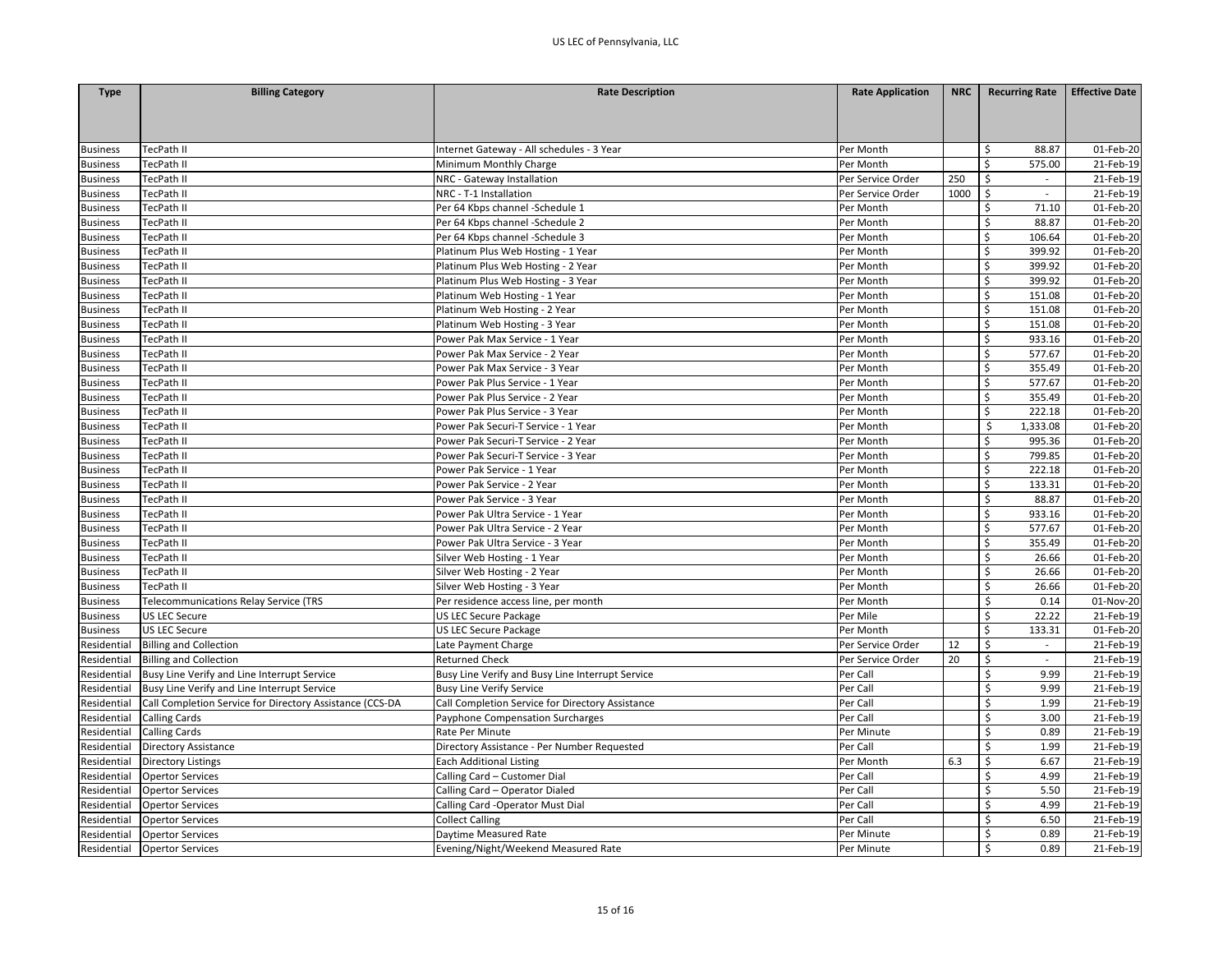| Type | Billing Category | Rate Description | Rate Application | NRC | Recurring Rate | Effective Date |
|---|---|---|---|---|---|---|
| Business | TecPath II | Internet Gateway - All schedules - 3 Year | Per Month | | $ 88.87 | 01-Feb-20 |
| Business | TecPath II | Minimum Monthly Charge | Per Month | | $ 575.00 | 21-Feb-19 |
| Business | TecPath II | NRC - Gateway Installation | Per Service Order | 250 | $ - | 21-Feb-19 |
| Business | TecPath II | NRC - T-1 Installation | Per Service Order | 1000 | $ - | 21-Feb-19 |
| Business | TecPath II | Per 64 Kbps channel -Schedule 1 | Per Month | | $ 71.10 | 01-Feb-20 |
| Business | TecPath II | Per 64 Kbps channel -Schedule 2 | Per Month | | $ 88.87 | 01-Feb-20 |
| Business | TecPath II | Per 64 Kbps channel -Schedule 3 | Per Month | | $ 106.64 | 01-Feb-20 |
| Business | TecPath II | Platinum Plus Web Hosting - 1 Year | Per Month | | $ 399.92 | 01-Feb-20 |
| Business | TecPath II | Platinum Plus Web Hosting - 2 Year | Per Month | | $ 399.92 | 01-Feb-20 |
| Business | TecPath II | Platinum Plus Web Hosting - 3 Year | Per Month | | $ 399.92 | 01-Feb-20 |
| Business | TecPath II | Platinum Web Hosting - 1 Year | Per Month | | $ 151.08 | 01-Feb-20 |
| Business | TecPath II | Platinum Web Hosting - 2 Year | Per Month | | $ 151.08 | 01-Feb-20 |
| Business | TecPath II | Platinum Web Hosting - 3 Year | Per Month | | $ 151.08 | 01-Feb-20 |
| Business | TecPath II | Power Pak Max Service - 1 Year | Per Month | | $ 933.16 | 01-Feb-20 |
| Business | TecPath II | Power Pak Max Service - 2 Year | Per Month | | $ 577.67 | 01-Feb-20 |
| Business | TecPath II | Power Pak Max Service - 3 Year | Per Month | | $ 355.49 | 01-Feb-20 |
| Business | TecPath II | Power Pak Plus Service - 1 Year | Per Month | | $ 577.67 | 01-Feb-20 |
| Business | TecPath II | Power Pak Plus Service - 2 Year | Per Month | | $ 355.49 | 01-Feb-20 |
| Business | TecPath II | Power Pak Plus Service - 3 Year | Per Month | | $ 222.18 | 01-Feb-20 |
| Business | TecPath II | Power Pak Securi-T Service - 1 Year | Per Month | | $ 1,333.08 | 01-Feb-20 |
| Business | TecPath II | Power Pak Securi-T Service - 2 Year | Per Month | | $ 995.36 | 01-Feb-20 |
| Business | TecPath II | Power Pak Securi-T Service - 3 Year | Per Month | | $ 799.85 | 01-Feb-20 |
| Business | TecPath II | Power Pak Service - 1 Year | Per Month | | $ 222.18 | 01-Feb-20 |
| Business | TecPath II | Power Pak Service - 2 Year | Per Month | | $ 133.31 | 01-Feb-20 |
| Business | TecPath II | Power Pak Service - 3 Year | Per Month | | $ 88.87 | 01-Feb-20 |
| Business | TecPath II | Power Pak Ultra Service - 1 Year | Per Month | | $ 933.16 | 01-Feb-20 |
| Business | TecPath II | Power Pak Ultra Service - 2 Year | Per Month | | $ 577.67 | 01-Feb-20 |
| Business | TecPath II | Power Pak Ultra Service - 3 Year | Per Month | | $ 355.49 | 01-Feb-20 |
| Business | TecPath II | Silver Web Hosting - 1 Year | Per Month | | $ 26.66 | 01-Feb-20 |
| Business | TecPath II | Silver Web Hosting - 2 Year | Per Month | | $ 26.66 | 01-Feb-20 |
| Business | TecPath II | Silver Web Hosting - 3 Year | Per Month | | $ 26.66 | 01-Feb-20 |
| Business | Telecommunications Relay Service (TRS | Per residence access line, per month | Per Month | | $ 0.14 | 01-Nov-20 |
| Business | US LEC Secure | US LEC Secure Package | Per Mile | | $ 22.22 | 21-Feb-19 |
| Business | US LEC Secure | US LEC Secure Package | Per Month | | $ 133.31 | 01-Feb-20 |
| Residential | Billing and Collection | Late Payment Charge | Per Service Order | 12 | $ - | 21-Feb-19 |
| Residential | Billing and Collection | Returned Check | Per Service Order | 20 | $ - | 21-Feb-19 |
| Residential | Busy Line Verify and Line Interrupt Service | Busy Line Verify and Busy Line Interrupt Service | Per Call | | $ 9.99 | 21-Feb-19 |
| Residential | Busy Line Verify and Line Interrupt Service | Busy Line Verify Service | Per Call | | $ 9.99 | 21-Feb-19 |
| Residential | Call Completion Service for Directory Assistance (CCS-DA | Call Completion Service for Directory Assistance | Per Call | | $ 1.99 | 21-Feb-19 |
| Residential | Calling Cards | Payphone Compensation Surcharges | Per Call | | $ 3.00 | 21-Feb-19 |
| Residential | Calling Cards | Rate Per Minute | Per Minute | | $ 0.89 | 21-Feb-19 |
| Residential | Directory Assistance | Directory Assistance - Per Number Requested | Per Call | | $ 1.99 | 21-Feb-19 |
| Residential | Directory Listings | Each Additional Listing | Per Month | 6.3 | $ 6.67 | 21-Feb-19 |
| Residential | Opertor Services | Calling Card – Customer Dial | Per Call | | $ 4.99 | 21-Feb-19 |
| Residential | Opertor Services | Calling Card – Operator Dialed | Per Call | | $ 5.50 | 21-Feb-19 |
| Residential | Opertor Services | Calling Card -Operator Must Dial | Per Call | | $ 4.99 | 21-Feb-19 |
| Residential | Opertor Services | Collect Calling | Per Call | | $ 6.50 | 21-Feb-19 |
| Residential | Opertor Services | Daytime Measured Rate | Per Minute | | $ 0.89 | 21-Feb-19 |
| Residential | Opertor Services | Evening/Night/Weekend Measured Rate | Per Minute | | $ 0.89 | 21-Feb-19 |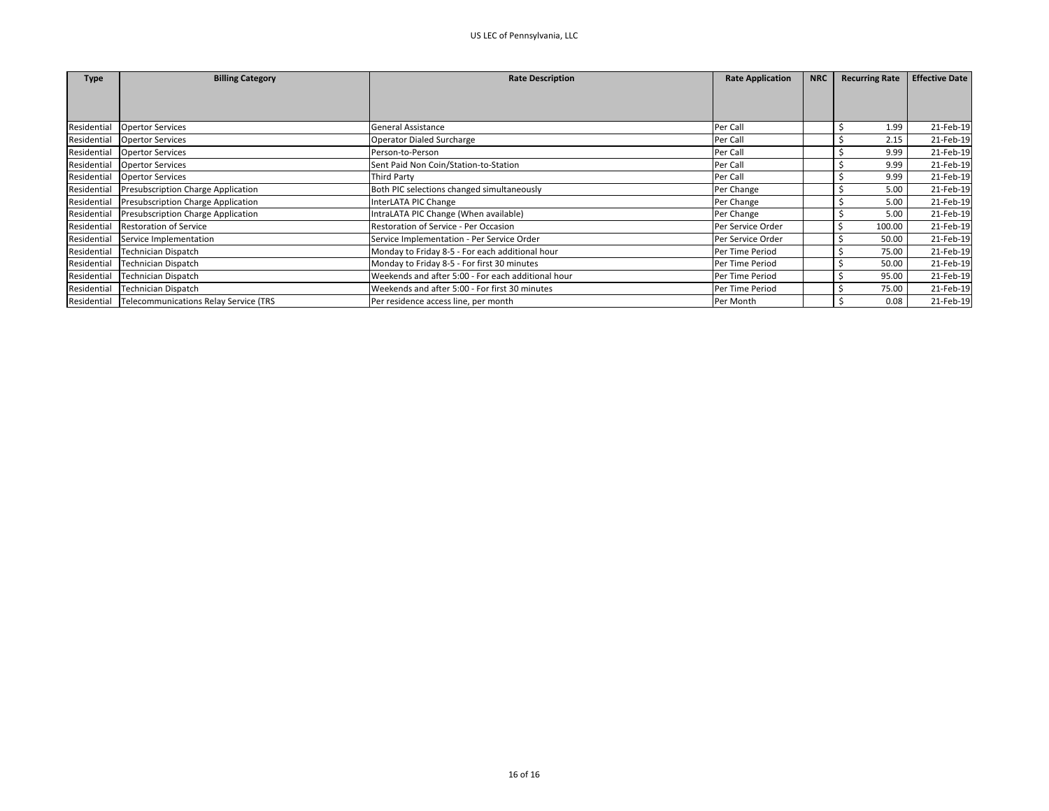| Type | Billing Category | Rate Description | Rate Application | NRC | Recurring Rate | Effective Date |
|---|---|---|---|---|---|---|
| Residential | Opertor Services | General Assistance | Per Call | | $ 1.99 | 21-Feb-19 |
| Residential | Opertor Services | Operator Dialed Surcharge | Per Call | | $ 2.15 | 21-Feb-19 |
| Residential | Opertor Services | Person-to-Person | Per Call | | $ 9.99 | 21-Feb-19 |
| Residential | Opertor Services | Sent Paid Non Coin/Station-to-Station | Per Call | | $ 9.99 | 21-Feb-19 |
| Residential | Opertor Services | Third Party | Per Call | | $ 9.99 | 21-Feb-19 |
| Residential | Presubscription Charge Application | Both PIC selections changed simultaneously | Per Change | | $ 5.00 | 21-Feb-19 |
| Residential | Presubscription Charge Application | InterLATA PIC Change | Per Change | | $ 5.00 | 21-Feb-19 |
| Residential | Presubscription Charge Application | IntraLATA PIC Change (When available) | Per Change | | $ 5.00 | 21-Feb-19 |
| Residential | Restoration of Service | Restoration of Service - Per Occasion | Per Service Order | | $ 100.00 | 21-Feb-19 |
| Residential | Service Implementation | Service Implementation - Per Service Order | Per Service Order | | $ 50.00 | 21-Feb-19 |
| Residential | Technician Dispatch | Monday to Friday 8-5 - For each additional hour | Per Time Period | | $ 75.00 | 21-Feb-19 |
| Residential | Technician Dispatch | Monday to Friday 8-5 - For first 30 minutes | Per Time Period | | $ 50.00 | 21-Feb-19 |
| Residential | Technician Dispatch | Weekends and after 5:00 - For each additional hour | Per Time Period | | $ 95.00 | 21-Feb-19 |
| Residential | Technician Dispatch | Weekends and after 5:00 - For first 30 minutes | Per Time Period | | $ 75.00 | 21-Feb-19 |
| Residential | Telecommunications Relay Service (TRS | Per residence access line, per month | Per Month | | $ 0.08 | 21-Feb-19 |